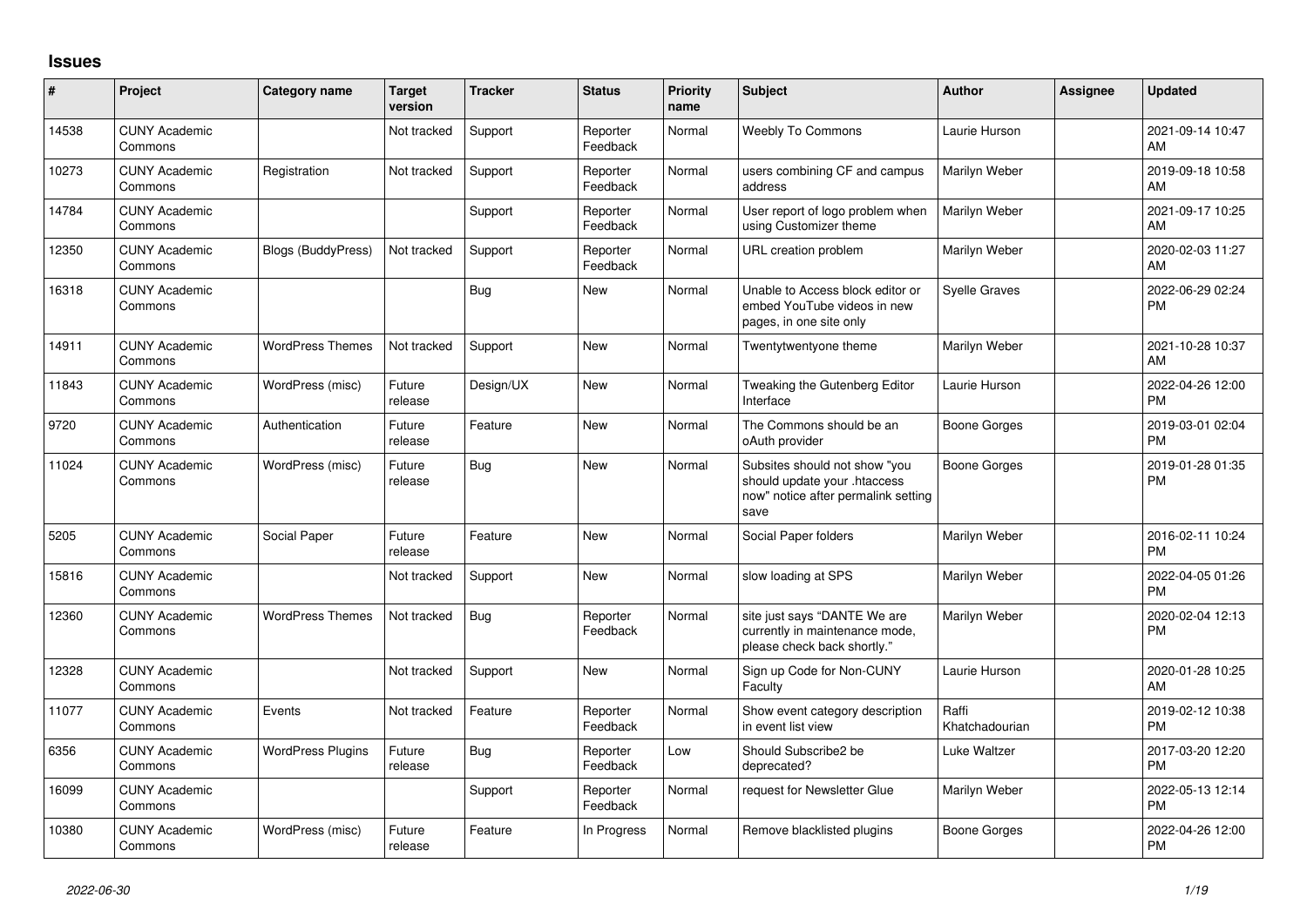## Issues

| # | Project | Category name | Target version | Tracker | Status | Priority name | Subject | Author | Assignee | Updated |
|---|---|---|---|---|---|---|---|---|---|---|
| 14538 | CUNY Academic Commons | | Not tracked | Support | Reporter Feedback | Normal | Weebly To Commons | Laurie Hurson | | 2021-09-14 10:47 AM |
| 10273 | CUNY Academic Commons | Registration | Not tracked | Support | Reporter Feedback | Normal | users combining CF and campus address | Marilyn Weber | | 2019-09-18 10:58 AM |
| 14784 | CUNY Academic Commons | | | Support | Reporter Feedback | Normal | User report of logo problem when using Customizer theme | Marilyn Weber | | 2021-09-17 10:25 AM |
| 12350 | CUNY Academic Commons | Blogs (BuddyPress) | Not tracked | Support | Reporter Feedback | Normal | URL creation problem | Marilyn Weber | | 2020-02-03 11:27 AM |
| 16318 | CUNY Academic Commons | | | Bug | New | Normal | Unable to Access block editor or embed YouTube videos in new pages, in one site only | Syelle Graves | | 2022-06-29 02:24 PM |
| 14911 | CUNY Academic Commons | WordPress Themes | Not tracked | Support | New | Normal | Twentytwentyone theme | Marilyn Weber | | 2021-10-28 10:37 AM |
| 11843 | CUNY Academic Commons | WordPress (misc) | Future release | Design/UX | New | Normal | Tweaking the Gutenberg Editor Interface | Laurie Hurson | | 2022-04-26 12:00 PM |
| 9720 | CUNY Academic Commons | Authentication | Future release | Feature | New | Normal | The Commons should be an oAuth provider | Boone Gorges | | 2019-03-01 02:04 PM |
| 11024 | CUNY Academic Commons | WordPress (misc) | Future release | Bug | New | Normal | Subsites should not show "you should update your .htaccess now" notice after permalink setting save | Boone Gorges | | 2019-01-28 01:35 PM |
| 5205 | CUNY Academic Commons | Social Paper | Future release | Feature | New | Normal | Social Paper folders | Marilyn Weber | | 2016-02-11 10:24 PM |
| 15816 | CUNY Academic Commons | | Not tracked | Support | New | Normal | slow loading at SPS | Marilyn Weber | | 2022-04-05 01:26 PM |
| 12360 | CUNY Academic Commons | WordPress Themes | Not tracked | Bug | Reporter Feedback | Normal | site just says "DANTE We are currently in maintenance mode, please check back shortly." | Marilyn Weber | | 2020-02-04 12:13 PM |
| 12328 | CUNY Academic Commons | | Not tracked | Support | New | Normal | Sign up Code for Non-CUNY Faculty | Laurie Hurson | | 2020-01-28 10:25 AM |
| 11077 | CUNY Academic Commons | Events | Not tracked | Feature | Reporter Feedback | Normal | Show event category description in event list view | Raffi Khatchadourian | | 2019-02-12 10:38 PM |
| 6356 | CUNY Academic Commons | WordPress Plugins | Future release | Bug | Reporter Feedback | Low | Should Subscribe2 be deprecated? | Luke Waltzer | | 2017-03-20 12:20 PM |
| 16099 | CUNY Academic Commons | | | Support | Reporter Feedback | Normal | request for Newsletter Glue | Marilyn Weber | | 2022-05-13 12:14 PM |
| 10380 | CUNY Academic Commons | WordPress (misc) | Future release | Feature | In Progress | Normal | Remove blacklisted plugins | Boone Gorges | | 2022-04-26 12:00 PM |

2022-06-30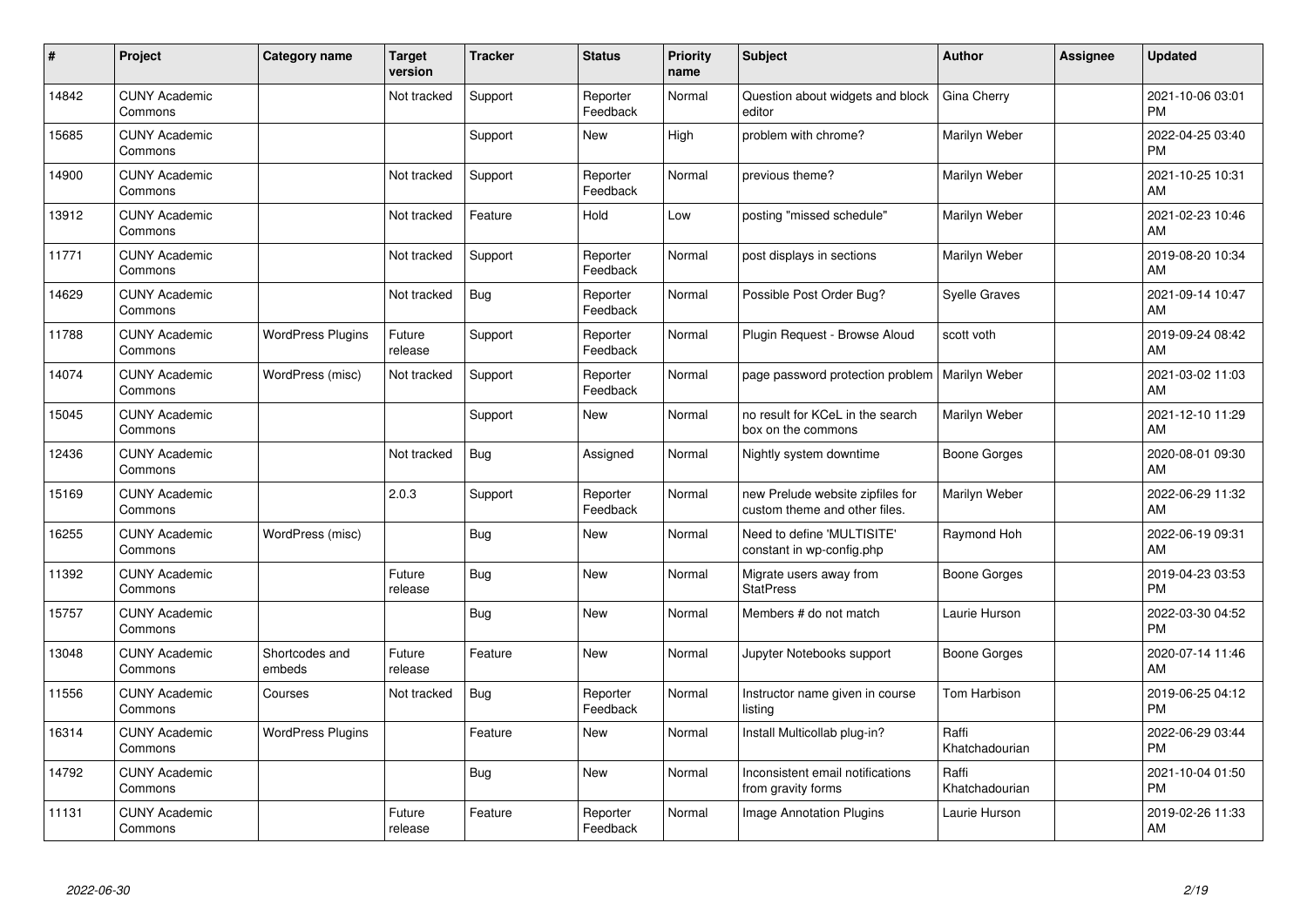| # | Project | Category name | Target version | Tracker | Status | Priority name | Subject | Author | Assignee | Updated |
|---|---|---|---|---|---|---|---|---|---|---|
| 14842 | CUNY Academic Commons | | Not tracked | Support | Reporter Feedback | Normal | Question about widgets and block editor | Gina Cherry | | 2021-10-06 03:01 PM |
| 15685 | CUNY Academic Commons | | | Support | New | High | problem with chrome? | Marilyn Weber | | 2022-04-25 03:40 PM |
| 14900 | CUNY Academic Commons | | Not tracked | Support | Reporter Feedback | Normal | previous theme? | Marilyn Weber | | 2021-10-25 10:31 AM |
| 13912 | CUNY Academic Commons | | Not tracked | Feature | Hold | Low | posting "missed schedule" | Marilyn Weber | | 2021-02-23 10:46 AM |
| 11771 | CUNY Academic Commons | | Not tracked | Support | Reporter Feedback | Normal | post displays in sections | Marilyn Weber | | 2019-08-20 10:34 AM |
| 14629 | CUNY Academic Commons | | Not tracked | Bug | Reporter Feedback | Normal | Possible Post Order Bug? | Syelle Graves | | 2021-09-14 10:47 AM |
| 11788 | CUNY Academic Commons | WordPress Plugins | Future release | Support | Reporter Feedback | Normal | Plugin Request - Browse Aloud | scott voth | | 2019-09-24 08:42 AM |
| 14074 | CUNY Academic Commons | WordPress (misc) | Not tracked | Support | Reporter Feedback | Normal | page password protection problem | Marilyn Weber | | 2021-03-02 11:03 AM |
| 15045 | CUNY Academic Commons | | | Support | New | Normal | no result for KCeL in the search box on the commons | Marilyn Weber | | 2021-12-10 11:29 AM |
| 12436 | CUNY Academic Commons | | Not tracked | Bug | Assigned | Normal | Nightly system downtime | Boone Gorges | | 2020-08-01 09:30 AM |
| 15169 | CUNY Academic Commons | | 2.0.3 | Support | Reporter Feedback | Normal | new Prelude website zipfiles for custom theme and other files. | Marilyn Weber | | 2022-06-29 11:32 AM |
| 16255 | CUNY Academic Commons | WordPress (misc) | | Bug | New | Normal | Need to define 'MULTISITE' constant in wp-config.php | Raymond Hoh | | 2022-06-19 09:31 AM |
| 11392 | CUNY Academic Commons | | Future release | Bug | New | Normal | Migrate users away from StatPress | Boone Gorges | | 2019-04-23 03:53 PM |
| 15757 | CUNY Academic Commons | | | Bug | New | Normal | Members # do not match | Laurie Hurson | | 2022-03-30 04:52 PM |
| 13048 | CUNY Academic Commons | Shortcodes and embeds | Future release | Feature | New | Normal | Jupyter Notebooks support | Boone Gorges | | 2020-07-14 11:46 AM |
| 11556 | CUNY Academic Commons | Courses | Not tracked | Bug | Reporter Feedback | Normal | Instructor name given in course listing | Tom Harbison | | 2019-06-25 04:12 PM |
| 16314 | CUNY Academic Commons | WordPress Plugins | | Feature | New | Normal | Install Multicollab plug-in? | Raffi Khatchadourian | | 2022-06-29 03:44 PM |
| 14792 | CUNY Academic Commons | | | Bug | New | Normal | Inconsistent email notifications from gravity forms | Raffi Khatchadourian | | 2021-10-04 01:50 PM |
| 11131 | CUNY Academic Commons | | Future release | Feature | Reporter Feedback | Normal | Image Annotation Plugins | Laurie Hurson | | 2019-02-26 11:33 AM |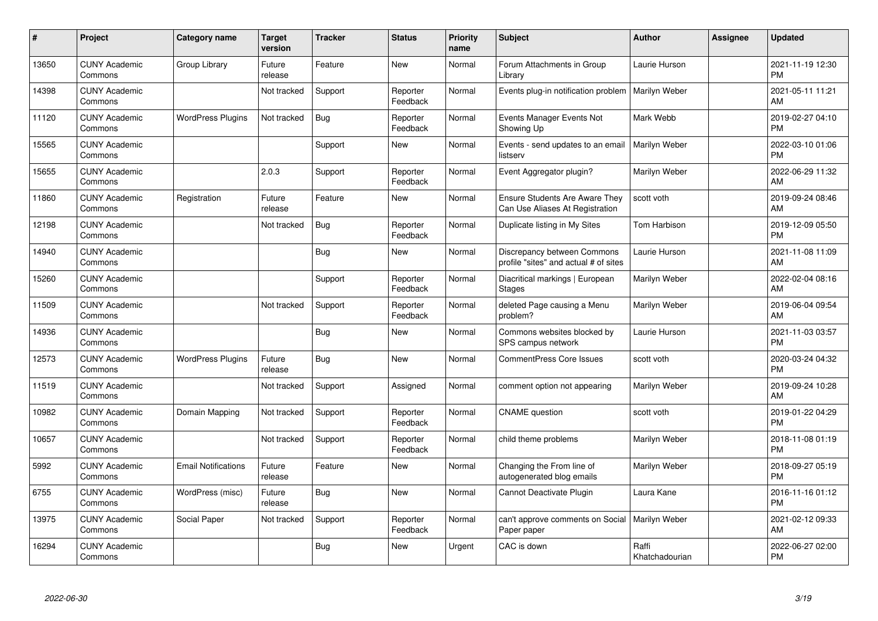| # | Project | Category name | Target version | Tracker | Status | Priority name | Subject | Author | Assignee | Updated |
|---|---|---|---|---|---|---|---|---|---|---|
| 13650 | CUNY Academic Commons | Group Library | Future release | Feature | New | Normal | Forum Attachments in Group Library | Laurie Hurson | | 2021-11-19 12:30 PM |
| 14398 | CUNY Academic Commons | | Not tracked | Support | Reporter Feedback | Normal | Events plug-in notification problem | Marilyn Weber | | 2021-05-11 11:21 AM |
| 11120 | CUNY Academic Commons | WordPress Plugins | Not tracked | Bug | Reporter Feedback | Normal | Events Manager Events Not Showing Up | Mark Webb | | 2019-02-27 04:10 PM |
| 15565 | CUNY Academic Commons | | | Support | New | Normal | Events - send updates to an email listserv | Marilyn Weber | | 2022-03-10 01:06 PM |
| 15655 | CUNY Academic Commons | | 2.0.3 | Support | Reporter Feedback | Normal | Event Aggregator plugin? | Marilyn Weber | | 2022-06-29 11:32 AM |
| 11860 | CUNY Academic Commons | Registration | Future release | Feature | New | Normal | Ensure Students Are Aware They Can Use Aliases At Registration | scott voth | | 2019-09-24 08:46 AM |
| 12198 | CUNY Academic Commons | | Not tracked | Bug | Reporter Feedback | Normal | Duplicate listing in My Sites | Tom Harbison | | 2019-12-09 05:50 PM |
| 14940 | CUNY Academic Commons | | | Bug | New | Normal | Discrepancy between Commons profile "sites" and actual # of sites | Laurie Hurson | | 2021-11-08 11:09 AM |
| 15260 | CUNY Academic Commons | | | Support | Reporter Feedback | Normal | Diacritical markings \| European Stages | Marilyn Weber | | 2022-02-04 08:16 AM |
| 11509 | CUNY Academic Commons | | Not tracked | Support | Reporter Feedback | Normal | deleted Page causing a Menu problem? | Marilyn Weber | | 2019-06-04 09:54 AM |
| 14936 | CUNY Academic Commons | | | Bug | New | Normal | Commons websites blocked by SPS campus network | Laurie Hurson | | 2021-11-03 03:57 PM |
| 12573 | CUNY Academic Commons | WordPress Plugins | Future release | Bug | New | Normal | CommentPress Core Issues | scott voth | | 2020-03-24 04:32 PM |
| 11519 | CUNY Academic Commons | | Not tracked | Support | Assigned | Normal | comment option not appearing | Marilyn Weber | | 2019-09-24 10:28 AM |
| 10982 | CUNY Academic Commons | Domain Mapping | Not tracked | Support | Reporter Feedback | Normal | CNAME question | scott voth | | 2019-01-22 04:29 PM |
| 10657 | CUNY Academic Commons | | Not tracked | Support | Reporter Feedback | Normal | child theme problems | Marilyn Weber | | 2018-11-08 01:19 PM |
| 5992 | CUNY Academic Commons | Email Notifications | Future release | Feature | New | Normal | Changing the From line of autogenerated blog emails | Marilyn Weber | | 2018-09-27 05:19 PM |
| 6755 | CUNY Academic Commons | WordPress (misc) | Future release | Bug | New | Normal | Cannot Deactivate Plugin | Laura Kane | | 2016-11-16 01:12 PM |
| 13975 | CUNY Academic Commons | Social Paper | Not tracked | Support | Reporter Feedback | Normal | can't approve comments on Social Paper paper | Marilyn Weber | | 2021-02-12 09:33 AM |
| 16294 | CUNY Academic Commons | | | Bug | New | Urgent | CAC is down | Raffi Khatchadourian | | 2022-06-27 02:00 PM |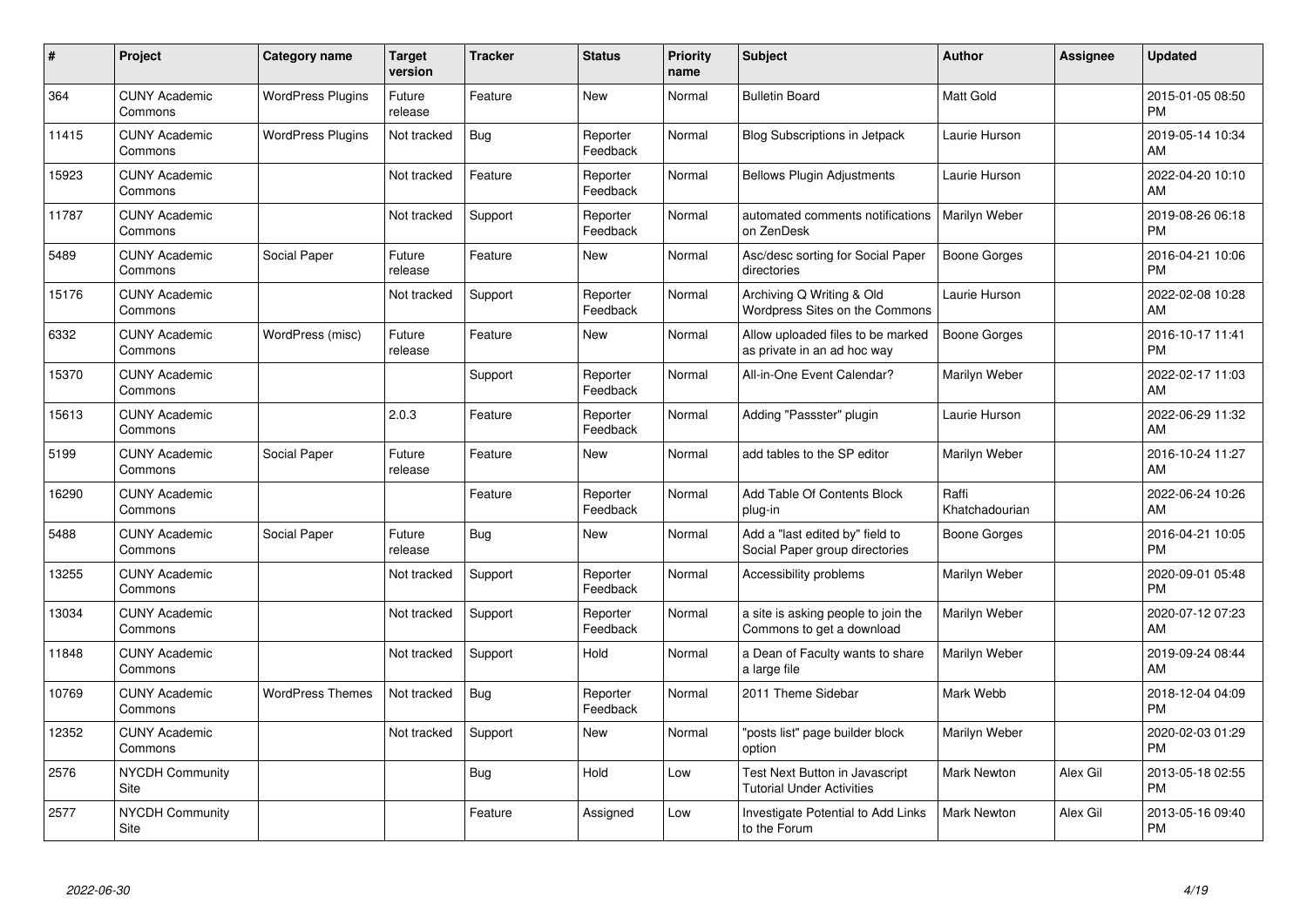| # | Project | Category name | Target version | Tracker | Status | Priority name | Subject | Author | Assignee | Updated |
|---|---|---|---|---|---|---|---|---|---|---|
| 364 | CUNY Academic Commons | WordPress Plugins | Future release | Feature | New | Normal | Bulletin Board | Matt Gold | | 2015-01-05 08:50 PM |
| 11415 | CUNY Academic Commons | WordPress Plugins | Not tracked | Bug | Reporter Feedback | Normal | Blog Subscriptions in Jetpack | Laurie Hurson | | 2019-05-14 10:34 AM |
| 15923 | CUNY Academic Commons | | Not tracked | Feature | Reporter Feedback | Normal | Bellows Plugin Adjustments | Laurie Hurson | | 2022-04-20 10:10 AM |
| 11787 | CUNY Academic Commons | | Not tracked | Support | Reporter Feedback | Normal | automated comments notifications on ZenDesk | Marilyn Weber | | 2019-08-26 06:18 PM |
| 5489 | CUNY Academic Commons | Social Paper | Future release | Feature | New | Normal | Asc/desc sorting for Social Paper directories | Boone Gorges | | 2016-04-21 10:06 PM |
| 15176 | CUNY Academic Commons | | Not tracked | Support | Reporter Feedback | Normal | Archiving Q Writing & Old Wordpress Sites on the Commons | Laurie Hurson | | 2022-02-08 10:28 AM |
| 6332 | CUNY Academic Commons | WordPress (misc) | Future release | Feature | New | Normal | Allow uploaded files to be marked as private in an ad hoc way | Boone Gorges | | 2016-10-17 11:41 PM |
| 15370 | CUNY Academic Commons | | | Support | Reporter Feedback | Normal | All-in-One Event Calendar? | Marilyn Weber | | 2022-02-17 11:03 AM |
| 15613 | CUNY Academic Commons | | 2.0.3 | Feature | Reporter Feedback | Normal | Adding "Passster" plugin | Laurie Hurson | | 2022-06-29 11:32 AM |
| 5199 | CUNY Academic Commons | Social Paper | Future release | Feature | New | Normal | add tables to the SP editor | Marilyn Weber | | 2016-10-24 11:27 AM |
| 16290 | CUNY Academic Commons | | | Feature | Reporter Feedback | Normal | Add Table Of Contents Block plug-in | Raffi Khatchadourian | | 2022-06-24 10:26 AM |
| 5488 | CUNY Academic Commons | Social Paper | Future release | Bug | New | Normal | Add a "last edited by" field to Social Paper group directories | Boone Gorges | | 2016-04-21 10:05 PM |
| 13255 | CUNY Academic Commons | | Not tracked | Support | Reporter Feedback | Normal | Accessibility problems | Marilyn Weber | | 2020-09-01 05:48 PM |
| 13034 | CUNY Academic Commons | | Not tracked | Support | Reporter Feedback | Normal | a site is asking people to join the Commons to get a download | Marilyn Weber | | 2020-07-12 07:23 AM |
| 11848 | CUNY Academic Commons | | Not tracked | Support | Hold | Normal | a Dean of Faculty wants to share a large file | Marilyn Weber | | 2019-09-24 08:44 AM |
| 10769 | CUNY Academic Commons | WordPress Themes | Not tracked | Bug | Reporter Feedback | Normal | 2011 Theme Sidebar | Mark Webb | | 2018-12-04 04:09 PM |
| 12352 | CUNY Academic Commons | | Not tracked | Support | New | Normal | "posts list" page builder block option | Marilyn Weber | | 2020-02-03 01:29 PM |
| 2576 | NYCDH Community Site | | | Bug | Hold | Low | Test Next Button in Javascript Tutorial Under Activities | Mark Newton | Alex Gil | 2013-05-18 02:55 PM |
| 2577 | NYCDH Community Site | | | Feature | Assigned | Low | Investigate Potential to Add Links to the Forum | Mark Newton | Alex Gil | 2013-05-16 09:40 PM |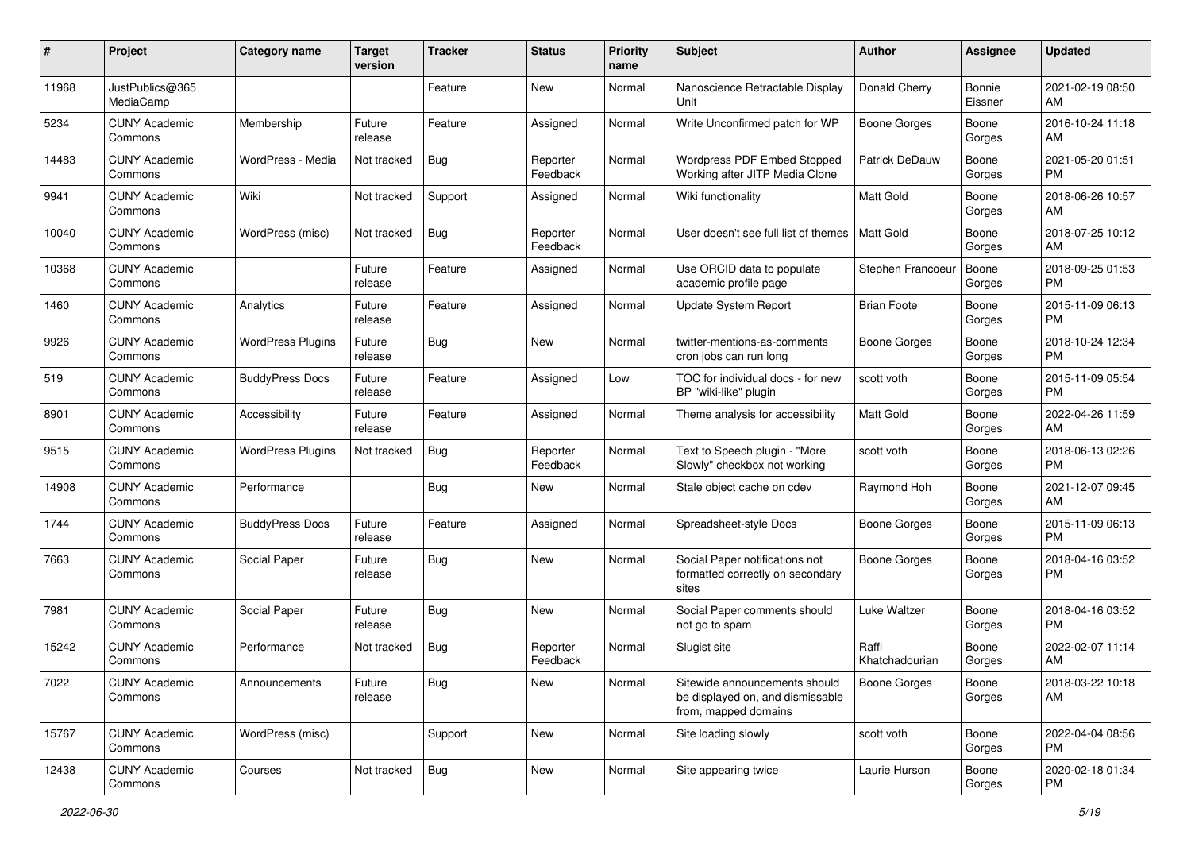| # | Project | Category name | Target version | Tracker | Status | Priority name | Subject | Author | Assignee | Updated |
|---|---|---|---|---|---|---|---|---|---|---|
| 11968 | JustPublics@365 MediaCamp | | | Feature | New | Normal | Nanoscience Retractable Display Unit | Donald Cherry | Bonnie Eissner | 2021-02-19 08:50 AM |
| 5234 | CUNY Academic Commons | Membership | Future release | Feature | Assigned | Normal | Write Unconfirmed patch for WP | Boone Gorges | Boone Gorges | 2016-10-24 11:18 AM |
| 14483 | CUNY Academic Commons | WordPress - Media | Not tracked | Bug | Reporter Feedback | Normal | Wordpress PDF Embed Stopped Working after JITP Media Clone | Patrick DeDauw | Boone Gorges | 2021-05-20 01:51 PM |
| 9941 | CUNY Academic Commons | Wiki | Not tracked | Support | Assigned | Normal | Wiki functionality | Matt Gold | Boone Gorges | 2018-06-26 10:57 AM |
| 10040 | CUNY Academic Commons | WordPress (misc) | Not tracked | Bug | Reporter Feedback | Normal | User doesn't see full list of themes | Matt Gold | Boone Gorges | 2018-07-25 10:12 AM |
| 10368 | CUNY Academic Commons | | Future release | Feature | Assigned | Normal | Use ORCID data to populate academic profile page | Stephen Francoeur | Boone Gorges | 2018-09-25 01:53 PM |
| 1460 | CUNY Academic Commons | Analytics | Future release | Feature | Assigned | Normal | Update System Report | Brian Foote | Boone Gorges | 2015-11-09 06:13 PM |
| 9926 | CUNY Academic Commons | WordPress Plugins | Future release | Bug | New | Normal | twitter-mentions-as-comments cron jobs can run long | Boone Gorges | Boone Gorges | 2018-10-24 12:34 PM |
| 519 | CUNY Academic Commons | BuddyPress Docs | Future release | Feature | Assigned | Low | TOC for individual docs - for new BP "wiki-like" plugin | scott voth | Boone Gorges | 2015-11-09 05:54 PM |
| 8901 | CUNY Academic Commons | Accessibility | Future release | Feature | Assigned | Normal | Theme analysis for accessibility | Matt Gold | Boone Gorges | 2022-04-26 11:59 AM |
| 9515 | CUNY Academic Commons | WordPress Plugins | Not tracked | Bug | Reporter Feedback | Normal | Text to Speech plugin - "More Slowly" checkbox not working | scott voth | Boone Gorges | 2018-06-13 02:26 PM |
| 14908 | CUNY Academic Commons | Performance | | Bug | New | Normal | Stale object cache on cdev | Raymond Hoh | Boone Gorges | 2021-12-07 09:45 AM |
| 1744 | CUNY Academic Commons | BuddyPress Docs | Future release | Feature | Assigned | Normal | Spreadsheet-style Docs | Boone Gorges | Boone Gorges | 2015-11-09 06:13 PM |
| 7663 | CUNY Academic Commons | Social Paper | Future release | Bug | New | Normal | Social Paper notifications not formatted correctly on secondary sites | Boone Gorges | Boone Gorges | 2018-04-16 03:52 PM |
| 7981 | CUNY Academic Commons | Social Paper | Future release | Bug | New | Normal | Social Paper comments should not go to spam | Luke Waltzer | Boone Gorges | 2018-04-16 03:52 PM |
| 15242 | CUNY Academic Commons | Performance | Not tracked | Bug | Reporter Feedback | Normal | Slugist site | Raffi Khatchadourian | Boone Gorges | 2022-02-07 11:14 AM |
| 7022 | CUNY Academic Commons | Announcements | Future release | Bug | New | Normal | Sitewide announcements should be displayed on, and dismissable from, mapped domains | Boone Gorges | Boone Gorges | 2018-03-22 10:18 AM |
| 15767 | CUNY Academic Commons | WordPress (misc) | | Support | New | Normal | Site loading slowly | scott voth | Boone Gorges | 2022-04-04 08:56 PM |
| 12438 | CUNY Academic Commons | Courses | Not tracked | Bug | New | Normal | Site appearing twice | Laurie Hurson | Boone Gorges | 2020-02-18 01:34 PM |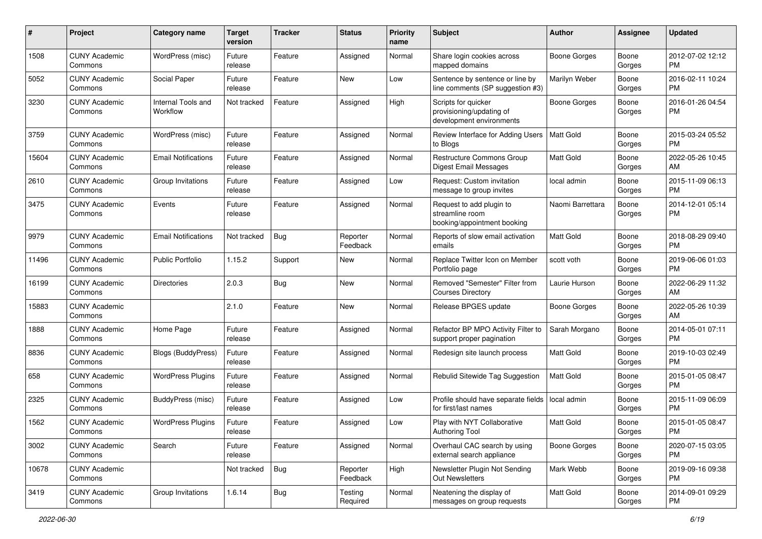| # | Project | Category name | Target version | Tracker | Status | Priority name | Subject | Author | Assignee | Updated |
|---|---|---|---|---|---|---|---|---|---|---|
| 1508 | CUNY Academic Commons | WordPress (misc) | Future release | Feature | Assigned | Normal | Share login cookies across mapped domains | Boone Gorges | Boone Gorges | 2012-07-02 12:12 PM |
| 5052 | CUNY Academic Commons | Social Paper | Future release | Feature | New | Low | Sentence by sentence or line by line comments (SP suggestion #3) | Marilyn Weber | Boone Gorges | 2016-02-11 10:24 PM |
| 3230 | CUNY Academic Commons | Internal Tools and Workflow | Not tracked | Feature | Assigned | High | Scripts for quicker provisioning/updating of development environments | Boone Gorges | Boone Gorges | 2016-01-26 04:54 PM |
| 3759 | CUNY Academic Commons | WordPress (misc) | Future release | Feature | Assigned | Normal | Review Interface for Adding Users to Blogs | Matt Gold | Boone Gorges | 2015-03-24 05:52 PM |
| 15604 | CUNY Academic Commons | Email Notifications | Future release | Feature | Assigned | Normal | Restructure Commons Group Digest Email Messages | Matt Gold | Boone Gorges | 2022-05-26 10:45 AM |
| 2610 | CUNY Academic Commons | Group Invitations | Future release | Feature | Assigned | Low | Request: Custom invitation message to group invites | local admin | Boone Gorges | 2015-11-09 06:13 PM |
| 3475 | CUNY Academic Commons | Events | Future release | Feature | Assigned | Normal | Request to add plugin to streamline room booking/appointment booking | Naomi Barrettara | Boone Gorges | 2014-12-01 05:14 PM |
| 9979 | CUNY Academic Commons | Email Notifications | Not tracked | Bug | Reporter Feedback | Normal | Reports of slow email activation emails | Matt Gold | Boone Gorges | 2018-08-29 09:40 PM |
| 11496 | CUNY Academic Commons | Public Portfolio | 1.15.2 | Support | New | Normal | Replace Twitter Icon on Member Portfolio page | scott voth | Boone Gorges | 2019-06-06 01:03 PM |
| 16199 | CUNY Academic Commons | Directories | 2.0.3 | Bug | New | Normal | Removed "Semester" Filter from Courses Directory | Laurie Hurson | Boone Gorges | 2022-06-29 11:32 AM |
| 15883 | CUNY Academic Commons | | 2.1.0 | Feature | New | Normal | Release BPGES update | Boone Gorges | Boone Gorges | 2022-05-26 10:39 AM |
| 1888 | CUNY Academic Commons | Home Page | Future release | Feature | Assigned | Normal | Refactor BP MPO Activity Filter to support proper pagination | Sarah Morgano | Boone Gorges | 2014-05-01 07:11 PM |
| 8836 | CUNY Academic Commons | Blogs (BuddyPress) | Future release | Feature | Assigned | Normal | Redesign site launch process | Matt Gold | Boone Gorges | 2019-10-03 02:49 PM |
| 658 | CUNY Academic Commons | WordPress Plugins | Future release | Feature | Assigned | Normal | Rebulid Sitewide Tag Suggestion | Matt Gold | Boone Gorges | 2015-01-05 08:47 PM |
| 2325 | CUNY Academic Commons | BuddyPress (misc) | Future release | Feature | Assigned | Low | Profile should have separate fields for first/last names | local admin | Boone Gorges | 2015-11-09 06:09 PM |
| 1562 | CUNY Academic Commons | WordPress Plugins | Future release | Feature | Assigned | Low | Play with NYT Collaborative Authoring Tool | Matt Gold | Boone Gorges | 2015-01-05 08:47 PM |
| 3002 | CUNY Academic Commons | Search | Future release | Feature | Assigned | Normal | Overhaul CAC search by using external search appliance | Boone Gorges | Boone Gorges | 2020-07-15 03:05 PM |
| 10678 | CUNY Academic Commons | | Not tracked | Bug | Reporter Feedback | High | Newsletter Plugin Not Sending Out Newsletters | Mark Webb | Boone Gorges | 2019-09-16 09:38 PM |
| 3419 | CUNY Academic Commons | Group Invitations | 1.6.14 | Bug | Testing Required | Normal | Neatening the display of messages on group requests | Matt Gold | Boone Gorges | 2014-09-01 09:29 PM |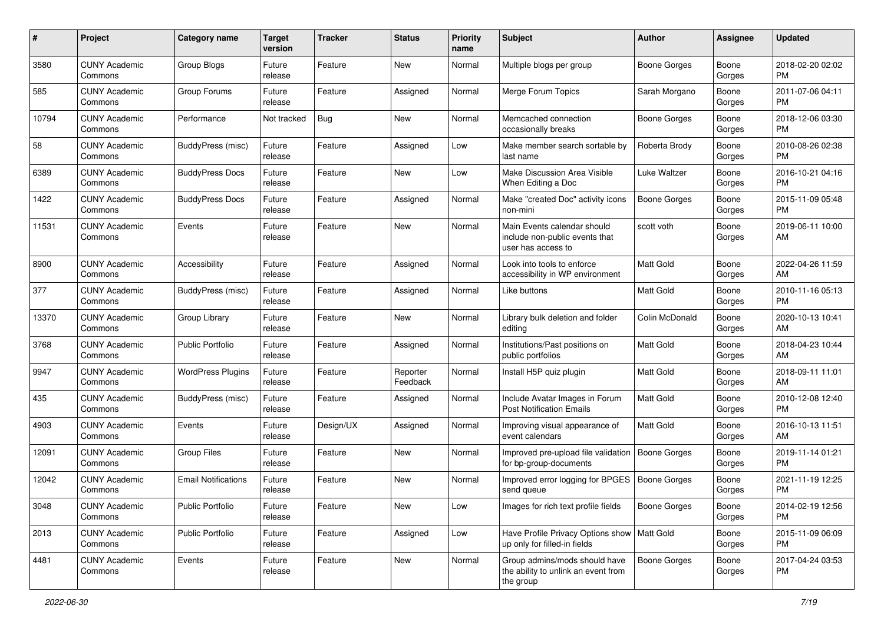| # | Project | Category name | Target version | Tracker | Status | Priority name | Subject | Author | Assignee | Updated |
|---|---|---|---|---|---|---|---|---|---|---|
| 3580 | CUNY Academic Commons | Group Blogs | Future release | Feature | New | Normal | Multiple blogs per group | Boone Gorges | Boone Gorges | 2018-02-20 02:02 PM |
| 585 | CUNY Academic Commons | Group Forums | Future release | Feature | Assigned | Normal | Merge Forum Topics | Sarah Morgano | Boone Gorges | 2011-07-06 04:11 PM |
| 10794 | CUNY Academic Commons | Performance | Not tracked | Bug | New | Normal | Memcached connection occasionally breaks | Boone Gorges | Boone Gorges | 2018-12-06 03:30 PM |
| 58 | CUNY Academic Commons | BuddyPress (misc) | Future release | Feature | Assigned | Low | Make member search sortable by last name | Roberta Brody | Boone Gorges | 2010-08-26 02:38 PM |
| 6389 | CUNY Academic Commons | BuddyPress Docs | Future release | Feature | New | Low | Make Discussion Area Visible When Editing a Doc | Luke Waltzer | Boone Gorges | 2016-10-21 04:16 PM |
| 1422 | CUNY Academic Commons | BuddyPress Docs | Future release | Feature | Assigned | Normal | Make "created Doc" activity icons non-mini | Boone Gorges | Boone Gorges | 2015-11-09 05:48 PM |
| 11531 | CUNY Academic Commons | Events | Future release | Feature | New | Normal | Main Events calendar should include non-public events that user has access to | scott voth | Boone Gorges | 2019-06-11 10:00 AM |
| 8900 | CUNY Academic Commons | Accessibility | Future release | Feature | Assigned | Normal | Look into tools to enforce accessibility in WP environment | Matt Gold | Boone Gorges | 2022-04-26 11:59 AM |
| 377 | CUNY Academic Commons | BuddyPress (misc) | Future release | Feature | Assigned | Normal | Like buttons | Matt Gold | Boone Gorges | 2010-11-16 05:13 PM |
| 13370 | CUNY Academic Commons | Group Library | Future release | Feature | New | Normal | Library bulk deletion and folder editing | Colin McDonald | Boone Gorges | 2020-10-13 10:41 AM |
| 3768 | CUNY Academic Commons | Public Portfolio | Future release | Feature | Assigned | Normal | Institutions/Past positions on public portfolios | Matt Gold | Boone Gorges | 2018-04-23 10:44 AM |
| 9947 | CUNY Academic Commons | WordPress Plugins | Future release | Feature | Reporter Feedback | Normal | Install H5P quiz plugin | Matt Gold | Boone Gorges | 2018-09-11 11:01 AM |
| 435 | CUNY Academic Commons | BuddyPress (misc) | Future release | Feature | Assigned | Normal | Include Avatar Images in Forum Post Notification Emails | Matt Gold | Boone Gorges | 2010-12-08 12:40 PM |
| 4903 | CUNY Academic Commons | Events | Future release | Design/UX | Assigned | Normal | Improving visual appearance of event calendars | Matt Gold | Boone Gorges | 2016-10-13 11:51 AM |
| 12091 | CUNY Academic Commons | Group Files | Future release | Feature | New | Normal | Improved pre-upload file validation for bp-group-documents | Boone Gorges | Boone Gorges | 2019-11-14 01:21 PM |
| 12042 | CUNY Academic Commons | Email Notifications | Future release | Feature | New | Normal | Improved error logging for BPGES send queue | Boone Gorges | Boone Gorges | 2021-11-19 12:25 PM |
| 3048 | CUNY Academic Commons | Public Portfolio | Future release | Feature | New | Low | Images for rich text profile fields | Boone Gorges | Boone Gorges | 2014-02-19 12:56 PM |
| 2013 | CUNY Academic Commons | Public Portfolio | Future release | Feature | Assigned | Low | Have Profile Privacy Options show up only for filled-in fields | Matt Gold | Boone Gorges | 2015-11-09 06:09 PM |
| 4481 | CUNY Academic Commons | Events | Future release | Feature | New | Normal | Group admins/mods should have the ability to unlink an event from the group | Boone Gorges | Boone Gorges | 2017-04-24 03:53 PM |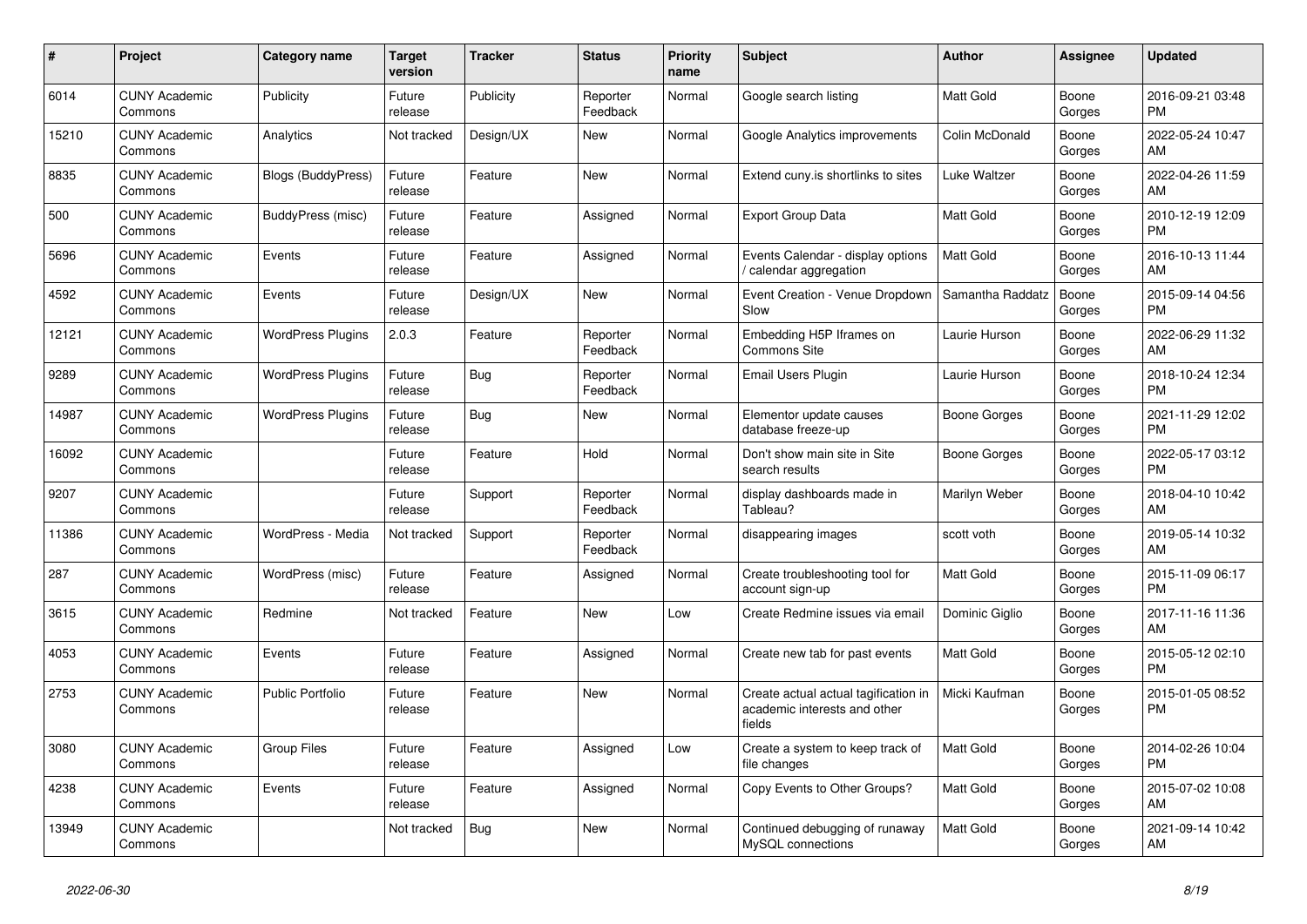| # | Project | Category name | Target version | Tracker | Status | Priority name | Subject | Author | Assignee | Updated |
|---|---|---|---|---|---|---|---|---|---|---|
| 6014 | CUNY Academic Commons | Publicity | Future release | Publicity | Reporter Feedback | Normal | Google search listing | Matt Gold | Boone Gorges | 2016-09-21 03:48 PM |
| 15210 | CUNY Academic Commons | Analytics | Not tracked | Design/UX | New | Normal | Google Analytics improvements | Colin McDonald | Boone Gorges | 2022-05-24 10:47 AM |
| 8835 | CUNY Academic Commons | Blogs (BuddyPress) | Future release | Feature | New | Normal | Extend cuny.is shortlinks to sites | Luke Waltzer | Boone Gorges | 2022-04-26 11:59 AM |
| 500 | CUNY Academic Commons | BuddyPress (misc) | Future release | Feature | Assigned | Normal | Export Group Data | Matt Gold | Boone Gorges | 2010-12-19 12:09 PM |
| 5696 | CUNY Academic Commons | Events | Future release | Feature | Assigned | Normal | Events Calendar - display options / calendar aggregation | Matt Gold | Boone Gorges | 2016-10-13 11:44 AM |
| 4592 | CUNY Academic Commons | Events | Future release | Design/UX | New | Normal | Event Creation - Venue Dropdown Slow | Samantha Raddatz | Boone Gorges | 2015-09-14 04:56 PM |
| 12121 | CUNY Academic Commons | WordPress Plugins | 2.0.3 | Feature | Reporter Feedback | Normal | Embedding H5P Iframes on Commons Site | Laurie Hurson | Boone Gorges | 2022-06-29 11:32 AM |
| 9289 | CUNY Academic Commons | WordPress Plugins | Future release | Bug | Reporter Feedback | Normal | Email Users Plugin | Laurie Hurson | Boone Gorges | 2018-10-24 12:34 PM |
| 14987 | CUNY Academic Commons | WordPress Plugins | Future release | Bug | New | Normal | Elementor update causes database freeze-up | Boone Gorges | Boone Gorges | 2021-11-29 12:02 PM |
| 16092 | CUNY Academic Commons | | Future release | Feature | Hold | Normal | Don't show main site in Site search results | Boone Gorges | Boone Gorges | 2022-05-17 03:12 PM |
| 9207 | CUNY Academic Commons | | Future release | Support | Reporter Feedback | Normal | display dashboards made in Tableau? | Marilyn Weber | Boone Gorges | 2018-04-10 10:42 AM |
| 11386 | CUNY Academic Commons | WordPress - Media | Not tracked | Support | Reporter Feedback | Normal | disappearing images | scott voth | Boone Gorges | 2019-05-14 10:32 AM |
| 287 | CUNY Academic Commons | WordPress (misc) | Future release | Feature | Assigned | Normal | Create troubleshooting tool for account sign-up | Matt Gold | Boone Gorges | 2015-11-09 06:17 PM |
| 3615 | CUNY Academic Commons | Redmine | Not tracked | Feature | New | Low | Create Redmine issues via email | Dominic Giglio | Boone Gorges | 2017-11-16 11:36 AM |
| 4053 | CUNY Academic Commons | Events | Future release | Feature | Assigned | Normal | Create new tab for past events | Matt Gold | Boone Gorges | 2015-05-12 02:10 PM |
| 2753 | CUNY Academic Commons | Public Portfolio | Future release | Feature | New | Normal | Create actual actual tagification in academic interests and other fields | Micki Kaufman | Boone Gorges | 2015-01-05 08:52 PM |
| 3080 | CUNY Academic Commons | Group Files | Future release | Feature | Assigned | Low | Create a system to keep track of file changes | Matt Gold | Boone Gorges | 2014-02-26 10:04 PM |
| 4238 | CUNY Academic Commons | Events | Future release | Feature | Assigned | Normal | Copy Events to Other Groups? | Matt Gold | Boone Gorges | 2015-07-02 10:08 AM |
| 13949 | CUNY Academic Commons | | Not tracked | Bug | New | Normal | Continued debugging of runaway MySQL connections | Matt Gold | Boone Gorges | 2021-09-14 10:42 AM |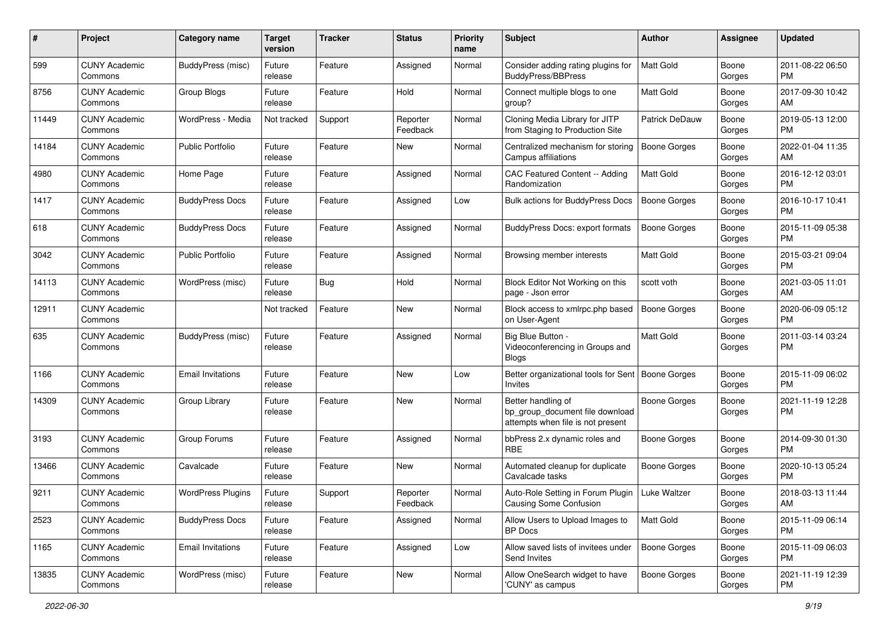| # | Project | Category name | Target version | Tracker | Status | Priority name | Subject | Author | Assignee | Updated |
|---|---|---|---|---|---|---|---|---|---|---|
| 599 | CUNY Academic Commons | BuddyPress (misc) | Future release | Feature | Assigned | Normal | Consider adding rating plugins for BuddyPress/BBPress | Matt Gold | Boone Gorges | 2011-08-22 06:50 PM |
| 8756 | CUNY Academic Commons | Group Blogs | Future release | Feature | Hold | Normal | Connect multiple blogs to one group? | Matt Gold | Boone Gorges | 2017-09-30 10:42 AM |
| 11449 | CUNY Academic Commons | WordPress - Media | Not tracked | Support | Reporter Feedback | Normal | Cloning Media Library for JITP from Staging to Production Site | Patrick DeDauw | Boone Gorges | 2019-05-13 12:00 PM |
| 14184 | CUNY Academic Commons | Public Portfolio | Future release | Feature | New | Normal | Centralized mechanism for storing Campus affiliations | Boone Gorges | Boone Gorges | 2022-01-04 11:35 AM |
| 4980 | CUNY Academic Commons | Home Page | Future release | Feature | Assigned | Normal | CAC Featured Content -- Adding Randomization | Matt Gold | Boone Gorges | 2016-12-12 03:01 PM |
| 1417 | CUNY Academic Commons | BuddyPress Docs | Future release | Feature | Assigned | Low | Bulk actions for BuddyPress Docs | Boone Gorges | Boone Gorges | 2016-10-17 10:41 PM |
| 618 | CUNY Academic Commons | BuddyPress Docs | Future release | Feature | Assigned | Normal | BuddyPress Docs: export formats | Boone Gorges | Boone Gorges | 2015-11-09 05:38 PM |
| 3042 | CUNY Academic Commons | Public Portfolio | Future release | Feature | Assigned | Normal | Browsing member interests | Matt Gold | Boone Gorges | 2015-03-21 09:04 PM |
| 14113 | CUNY Academic Commons | WordPress (misc) | Future release | Bug | Hold | Normal | Block Editor Not Working on this page - Json error | scott voth | Boone Gorges | 2021-03-05 11:01 AM |
| 12911 | CUNY Academic Commons | | Not tracked | Feature | New | Normal | Block access to xmlrpc.php based on User-Agent | Boone Gorges | Boone Gorges | 2020-06-09 05:12 PM |
| 635 | CUNY Academic Commons | BuddyPress (misc) | Future release | Feature | Assigned | Normal | Big Blue Button - Videoconferencing in Groups and Blogs | Matt Gold | Boone Gorges | 2011-03-14 03:24 PM |
| 1166 | CUNY Academic Commons | Email Invitations | Future release | Feature | New | Low | Better organizational tools for Sent Invites | Boone Gorges | Boone Gorges | 2015-11-09 06:02 PM |
| 14309 | CUNY Academic Commons | Group Library | Future release | Feature | New | Normal | Better handling of bp_group_document file download attempts when file is not present | Boone Gorges | Boone Gorges | 2021-11-19 12:28 PM |
| 3193 | CUNY Academic Commons | Group Forums | Future release | Feature | Assigned | Normal | bbPress 2.x dynamic roles and RBE | Boone Gorges | Boone Gorges | 2014-09-30 01:30 PM |
| 13466 | CUNY Academic Commons | Cavalcade | Future release | Feature | New | Normal | Automated cleanup for duplicate Cavalcade tasks | Boone Gorges | Boone Gorges | 2020-10-13 05:24 PM |
| 9211 | CUNY Academic Commons | WordPress Plugins | Future release | Support | Reporter Feedback | Normal | Auto-Role Setting in Forum Plugin Causing Some Confusion | Luke Waltzer | Boone Gorges | 2018-03-13 11:44 AM |
| 2523 | CUNY Academic Commons | BuddyPress Docs | Future release | Feature | Assigned | Normal | Allow Users to Upload Images to BP Docs | Matt Gold | Boone Gorges | 2015-11-09 06:14 PM |
| 1165 | CUNY Academic Commons | Email Invitations | Future release | Feature | Assigned | Low | Allow saved lists of invitees under Send Invites | Boone Gorges | Boone Gorges | 2015-11-09 06:03 PM |
| 13835 | CUNY Academic Commons | WordPress (misc) | Future release | Feature | New | Normal | Allow OneSearch widget to have 'CUNY' as campus | Boone Gorges | Boone Gorges | 2021-11-19 12:39 PM |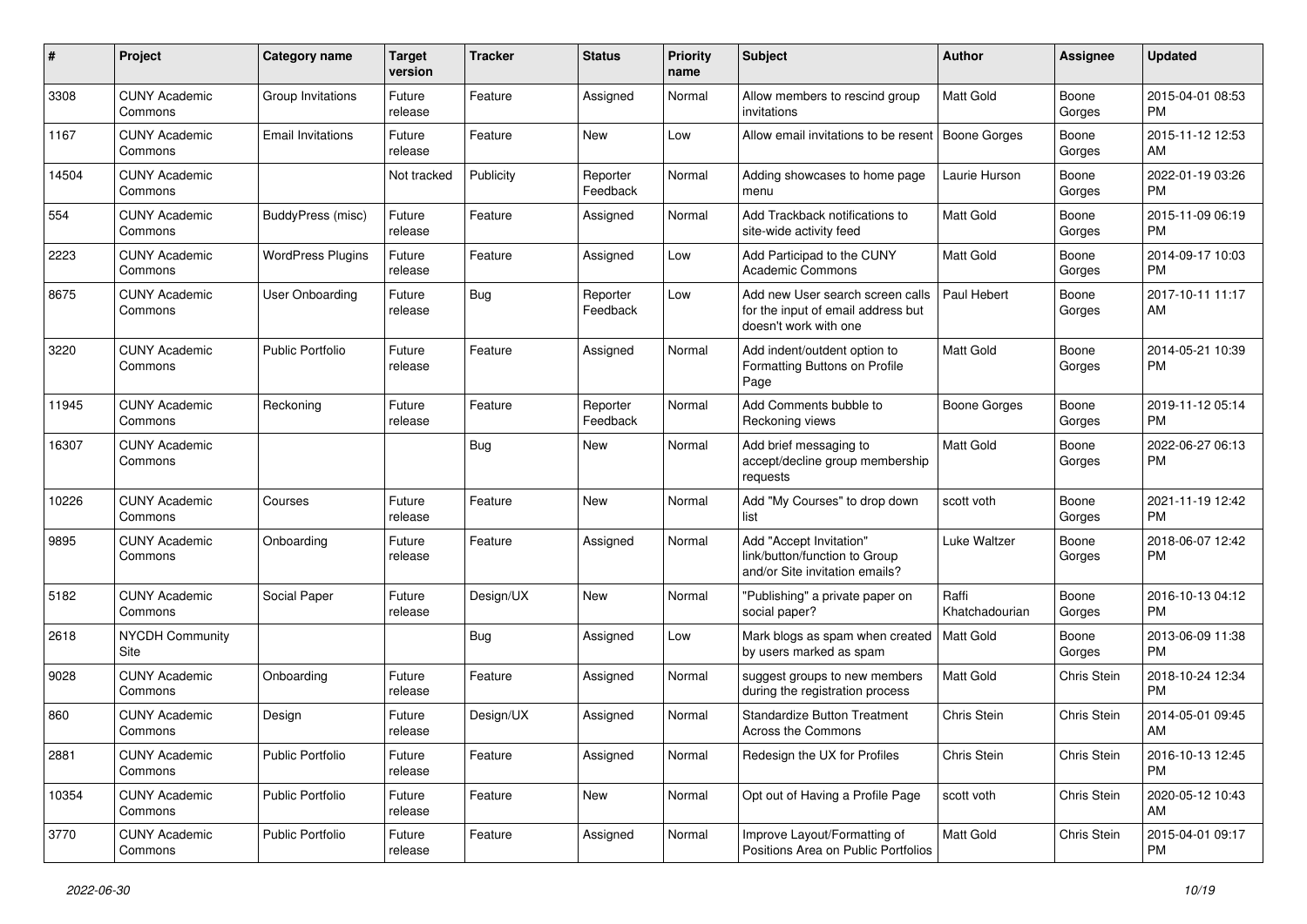| # | Project | Category name | Target version | Tracker | Status | Priority name | Subject | Author | Assignee | Updated |
|---|---|---|---|---|---|---|---|---|---|---|
| 3308 | CUNY Academic Commons | Group Invitations | Future release | Feature | Assigned | Normal | Allow members to rescind group invitations | Matt Gold | Boone Gorges | 2015-04-01 08:53 PM |
| 1167 | CUNY Academic Commons | Email Invitations | Future release | Feature | New | Low | Allow email invitations to be resent | Boone Gorges | Boone Gorges | 2015-11-12 12:53 AM |
| 14504 | CUNY Academic Commons | | Not tracked | Publicity | Reporter Feedback | Normal | Adding showcases to home page menu | Laurie Hurson | Boone Gorges | 2022-01-19 03:26 PM |
| 554 | CUNY Academic Commons | BuddyPress (misc) | Future release | Feature | Assigned | Normal | Add Trackback notifications to site-wide activity feed | Matt Gold | Boone Gorges | 2015-11-09 06:19 PM |
| 2223 | CUNY Academic Commons | WordPress Plugins | Future release | Feature | Assigned | Low | Add Participad to the CUNY Academic Commons | Matt Gold | Boone Gorges | 2014-09-17 10:03 PM |
| 8675 | CUNY Academic Commons | User Onboarding | Future release | Bug | Reporter Feedback | Low | Add new User search screen calls for the input of email address but doesn't work with one | Paul Hebert | Boone Gorges | 2017-10-11 11:17 AM |
| 3220 | CUNY Academic Commons | Public Portfolio | Future release | Feature | Assigned | Normal | Add indent/outdent option to Formatting Buttons on Profile Page | Matt Gold | Boone Gorges | 2014-05-21 10:39 PM |
| 11945 | CUNY Academic Commons | Reckoning | Future release | Feature | Reporter Feedback | Normal | Add Comments bubble to Reckoning views | Boone Gorges | Boone Gorges | 2019-11-12 05:14 PM |
| 16307 | CUNY Academic Commons | | | Bug | New | Normal | Add brief messaging to accept/decline group membership requests | Matt Gold | Boone Gorges | 2022-06-27 06:13 PM |
| 10226 | CUNY Academic Commons | Courses | Future release | Feature | New | Normal | Add "My Courses" to drop down list | scott voth | Boone Gorges | 2021-11-19 12:42 PM |
| 9895 | CUNY Academic Commons | Onboarding | Future release | Feature | Assigned | Normal | Add "Accept Invitation" link/button/function to Group and/or Site invitation emails? | Luke Waltzer | Boone Gorges | 2018-06-07 12:42 PM |
| 5182 | CUNY Academic Commons | Social Paper | Future release | Design/UX | New | Normal | "Publishing" a private paper on social paper? | Raffi Khatchadourian | Boone Gorges | 2016-10-13 04:12 PM |
| 2618 | NYCDH Community Site | | | Bug | Assigned | Low | Mark blogs as spam when created by users marked as spam | Matt Gold | Boone Gorges | 2013-06-09 11:38 PM |
| 9028 | CUNY Academic Commons | Onboarding | Future release | Feature | Assigned | Normal | suggest groups to new members during the registration process | Matt Gold | Chris Stein | 2018-10-24 12:34 PM |
| 860 | CUNY Academic Commons | Design | Future release | Design/UX | Assigned | Normal | Standardize Button Treatment Across the Commons | Chris Stein | Chris Stein | 2014-05-01 09:45 AM |
| 2881 | CUNY Academic Commons | Public Portfolio | Future release | Feature | Assigned | Normal | Redesign the UX for Profiles | Chris Stein | Chris Stein | 2016-10-13 12:45 PM |
| 10354 | CUNY Academic Commons | Public Portfolio | Future release | Feature | New | Normal | Opt out of Having a Profile Page | scott voth | Chris Stein | 2020-05-12 10:43 AM |
| 3770 | CUNY Academic Commons | Public Portfolio | Future release | Feature | Assigned | Normal | Improve Layout/Formatting of Positions Area on Public Portfolios | Matt Gold | Chris Stein | 2015-04-01 09:17 PM |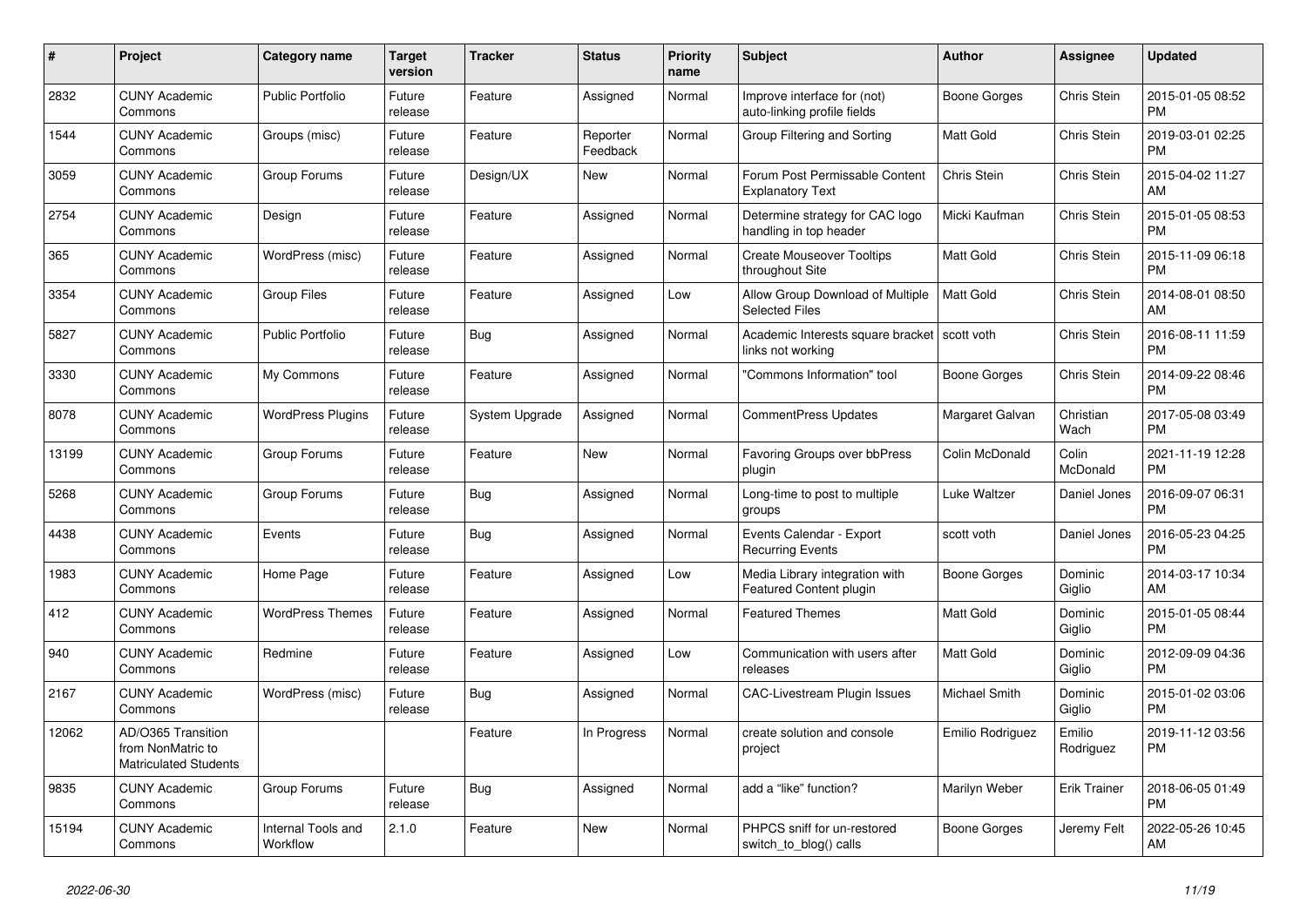| # | Project | Category name | Target version | Tracker | Status | Priority name | Subject | Author | Assignee | Updated |
|---|---|---|---|---|---|---|---|---|---|---|
| 2832 | CUNY Academic Commons | Public Portfolio | Future release | Feature | Assigned | Normal | Improve interface for (not) auto-linking profile fields | Boone Gorges | Chris Stein | 2015-01-05 08:52 PM |
| 1544 | CUNY Academic Commons | Groups (misc) | Future release | Feature | Reporter Feedback | Normal | Group Filtering and Sorting | Matt Gold | Chris Stein | 2019-03-01 02:25 PM |
| 3059 | CUNY Academic Commons | Group Forums | Future release | Design/UX | New | Normal | Forum Post Permissable Content Explanatory Text | Chris Stein | Chris Stein | 2015-04-02 11:27 AM |
| 2754 | CUNY Academic Commons | Design | Future release | Feature | Assigned | Normal | Determine strategy for CAC logo handling in top header | Micki Kaufman | Chris Stein | 2015-01-05 08:53 PM |
| 365 | CUNY Academic Commons | WordPress (misc) | Future release | Feature | Assigned | Normal | Create Mouseover Tooltips throughout Site | Matt Gold | Chris Stein | 2015-11-09 06:18 PM |
| 3354 | CUNY Academic Commons | Group Files | Future release | Feature | Assigned | Low | Allow Group Download of Multiple Selected Files | Matt Gold | Chris Stein | 2014-08-01 08:50 AM |
| 5827 | CUNY Academic Commons | Public Portfolio | Future release | Bug | Assigned | Normal | Academic Interests square bracket links not working | scott voth | Chris Stein | 2016-08-11 11:59 PM |
| 3330 | CUNY Academic Commons | My Commons | Future release | Feature | Assigned | Normal | "Commons Information" tool | Boone Gorges | Chris Stein | 2014-09-22 08:46 PM |
| 8078 | CUNY Academic Commons | WordPress Plugins | Future release | System Upgrade | Assigned | Normal | CommentPress Updates | Margaret Galvan | Christian Wach | 2017-05-08 03:49 PM |
| 13199 | CUNY Academic Commons | Group Forums | Future release | Feature | New | Normal | Favoring Groups over bbPress plugin | Colin McDonald | Colin McDonald | 2021-11-19 12:28 PM |
| 5268 | CUNY Academic Commons | Group Forums | Future release | Bug | Assigned | Normal | Long-time to post to multiple groups | Luke Waltzer | Daniel Jones | 2016-09-07 06:31 PM |
| 4438 | CUNY Academic Commons | Events | Future release | Bug | Assigned | Normal | Events Calendar - Export Recurring Events | scott voth | Daniel Jones | 2016-05-23 04:25 PM |
| 1983 | CUNY Academic Commons | Home Page | Future release | Feature | Assigned | Low | Media Library integration with Featured Content plugin | Boone Gorges | Dominic Giglio | 2014-03-17 10:34 AM |
| 412 | CUNY Academic Commons | WordPress Themes | Future release | Feature | Assigned | Normal | Featured Themes | Matt Gold | Dominic Giglio | 2015-01-05 08:44 PM |
| 940 | CUNY Academic Commons | Redmine | Future release | Feature | Assigned | Low | Communication with users after releases | Matt Gold | Dominic Giglio | 2012-09-09 04:36 PM |
| 2167 | CUNY Academic Commons | WordPress (misc) | Future release | Bug | Assigned | Normal | CAC-Livestream Plugin Issues | Michael Smith | Dominic Giglio | 2015-01-02 03:06 PM |
| 12062 | AD/O365 Transition from NonMatric to Matriculated Students | | | Feature | In Progress | Normal | create solution and console project | Emilio Rodriguez | Emilio Rodriguez | 2019-11-12 03:56 PM |
| 9835 | CUNY Academic Commons | Group Forums | Future release | Bug | Assigned | Normal | add a “like” function? | Marilyn Weber | Erik Trainer | 2018-06-05 01:49 PM |
| 15194 | CUNY Academic Commons | Internal Tools and Workflow | 2.1.0 | Feature | New | Normal | PHPCS sniff for un-restored switch_to_blog() calls | Boone Gorges | Jeremy Felt | 2022-05-26 10:45 AM |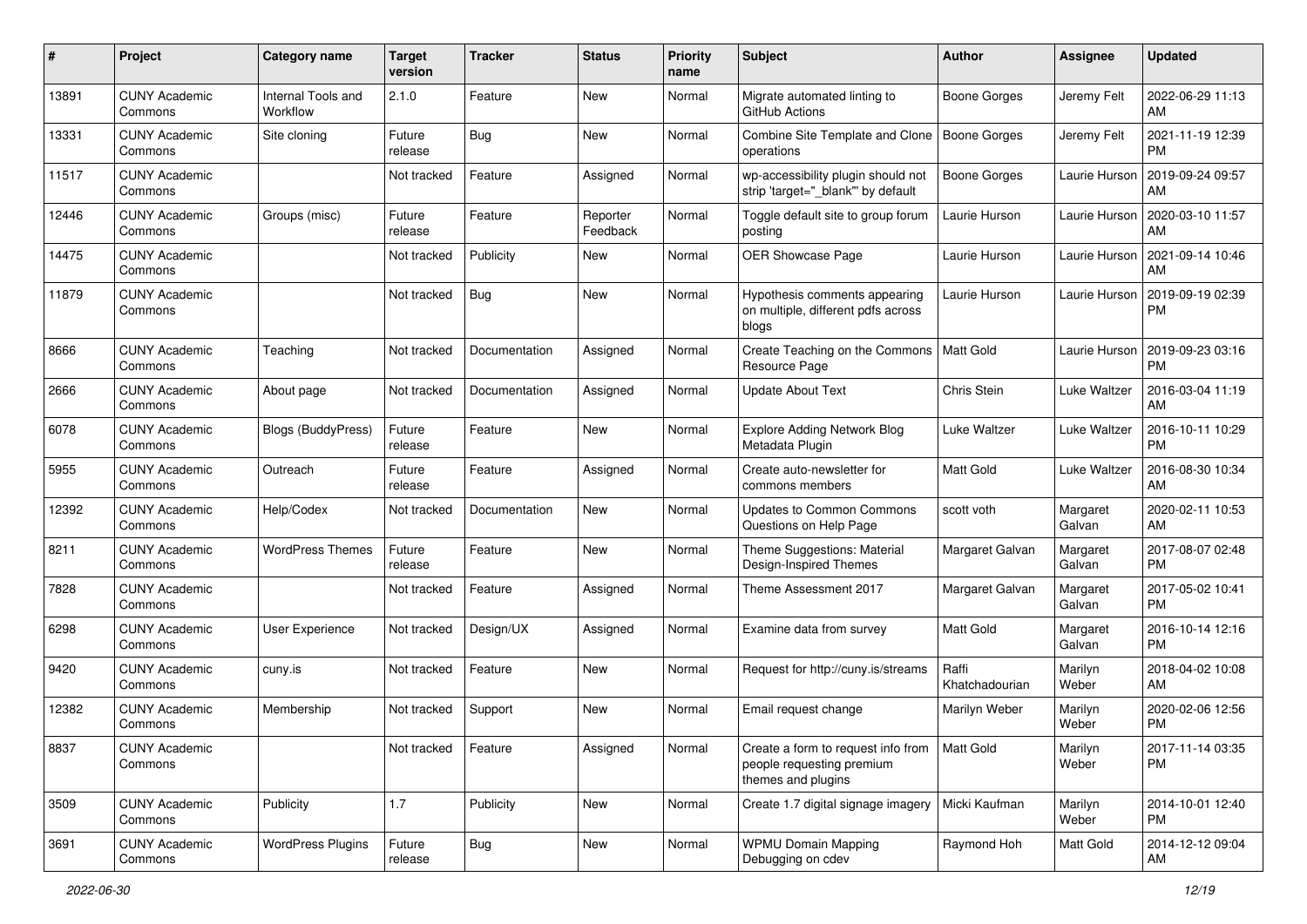| # | Project | Category name | Target version | Tracker | Status | Priority name | Subject | Author | Assignee | Updated |
|---|---|---|---|---|---|---|---|---|---|---|
| 13891 | CUNY Academic Commons | Internal Tools and Workflow | 2.1.0 | Feature | New | Normal | Migrate automated linting to GitHub Actions | Boone Gorges | Jeremy Felt | 2022-06-29 11:13 AM |
| 13331 | CUNY Academic Commons | Site cloning | Future release | Bug | New | Normal | Combine Site Template and Clone operations | Boone Gorges | Jeremy Felt | 2021-11-19 12:39 PM |
| 11517 | CUNY Academic Commons | | Not tracked | Feature | Assigned | Normal | wp-accessibility plugin should not strip 'target="_blank"' by default | Boone Gorges | Laurie Hurson | 2019-09-24 09:57 AM |
| 12446 | CUNY Academic Commons | Groups (misc) | Future release | Feature | Reporter Feedback | Normal | Toggle default site to group forum posting | Laurie Hurson | Laurie Hurson | 2020-03-10 11:57 AM |
| 14475 | CUNY Academic Commons | | Not tracked | Publicity | New | Normal | OER Showcase Page | Laurie Hurson | Laurie Hurson | 2021-09-14 10:46 AM |
| 11879 | CUNY Academic Commons | | Not tracked | Bug | New | Normal | Hypothesis comments appearing on multiple, different pdfs across blogs | Laurie Hurson | Laurie Hurson | 2019-09-19 02:39 PM |
| 8666 | CUNY Academic Commons | Teaching | Not tracked | Documentation | Assigned | Normal | Create Teaching on the Commons Resource Page | Matt Gold | Laurie Hurson | 2019-09-23 03:16 PM |
| 2666 | CUNY Academic Commons | About page | Not tracked | Documentation | Assigned | Normal | Update About Text | Chris Stein | Luke Waltzer | 2016-03-04 11:19 AM |
| 6078 | CUNY Academic Commons | Blogs (BuddyPress) | Future release | Feature | New | Normal | Explore Adding Network Blog Metadata Plugin | Luke Waltzer | Luke Waltzer | 2016-10-11 10:29 PM |
| 5955 | CUNY Academic Commons | Outreach | Future release | Feature | Assigned | Normal | Create auto-newsletter for commons members | Matt Gold | Luke Waltzer | 2016-08-30 10:34 AM |
| 12392 | CUNY Academic Commons | Help/Codex | Not tracked | Documentation | New | Normal | Updates to Common Commons Questions on Help Page | scott voth | Margaret Galvan | 2020-02-11 10:53 AM |
| 8211 | CUNY Academic Commons | WordPress Themes | Future release | Feature | New | Normal | Theme Suggestions: Material Design-Inspired Themes | Margaret Galvan | Margaret Galvan | 2017-08-07 02:48 PM |
| 7828 | CUNY Academic Commons | | Not tracked | Feature | Assigned | Normal | Theme Assessment 2017 | Margaret Galvan | Margaret Galvan | 2017-05-02 10:41 PM |
| 6298 | CUNY Academic Commons | User Experience | Not tracked | Design/UX | Assigned | Normal | Examine data from survey | Matt Gold | Margaret Galvan | 2016-10-14 12:16 PM |
| 9420 | CUNY Academic Commons | cuny.is | Not tracked | Feature | New | Normal | Request for http://cuny.is/streams | Raffi Khatchadourian | Marilyn Weber | 2018-04-02 10:08 AM |
| 12382 | CUNY Academic Commons | Membership | Not tracked | Support | New | Normal | Email request change | Marilyn Weber | Marilyn Weber | 2020-02-06 12:56 PM |
| 8837 | CUNY Academic Commons | | Not tracked | Feature | Assigned | Normal | Create a form to request info from people requesting premium themes and plugins | Matt Gold | Marilyn Weber | 2017-11-14 03:35 PM |
| 3509 | CUNY Academic Commons | Publicity | 1.7 | Publicity | New | Normal | Create 1.7 digital signage imagery | Micki Kaufman | Marilyn Weber | 2014-10-01 12:40 PM |
| 3691 | CUNY Academic Commons | WordPress Plugins | Future release | Bug | New | Normal | WPMU Domain Mapping Debugging on cdev | Raymond Hoh | Matt Gold | 2014-12-12 09:04 AM |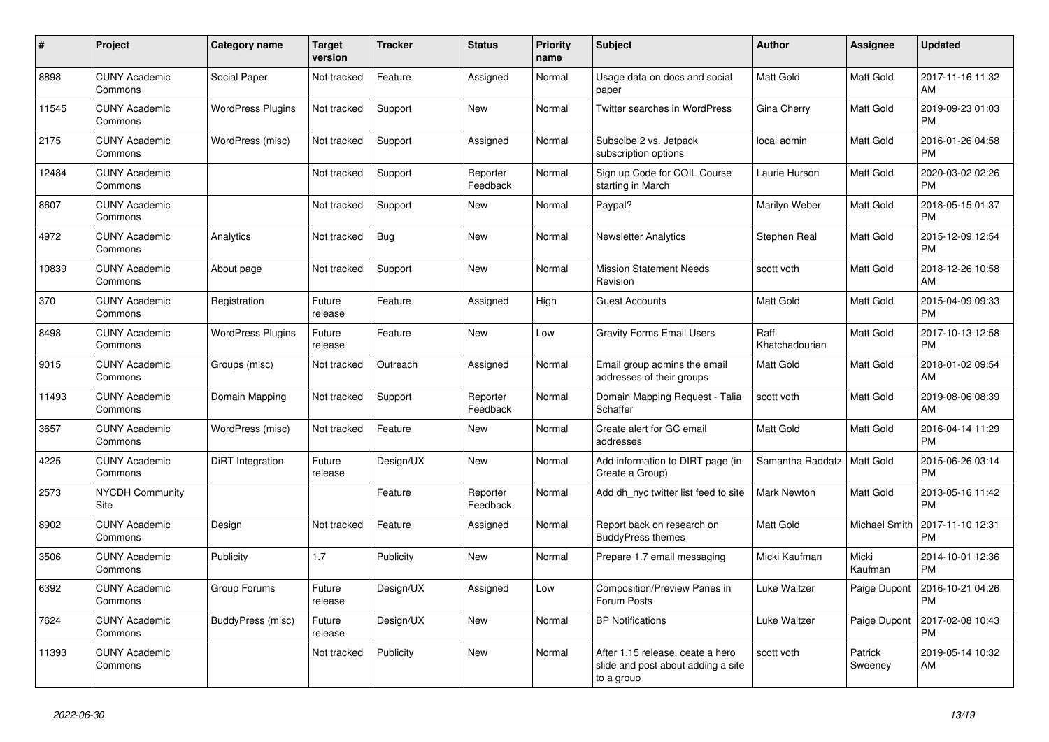| # | Project | Category name | Target version | Tracker | Status | Priority name | Subject | Author | Assignee | Updated |
|---|---|---|---|---|---|---|---|---|---|---|
| 8898 | CUNY Academic Commons | Social Paper | Not tracked | Feature | Assigned | Normal | Usage data on docs and social paper | Matt Gold | Matt Gold | 2017-11-16 11:32 AM |
| 11545 | CUNY Academic Commons | WordPress Plugins | Not tracked | Support | New | Normal | Twitter searches in WordPress | Gina Cherry | Matt Gold | 2019-09-23 01:03 PM |
| 2175 | CUNY Academic Commons | WordPress (misc) | Not tracked | Support | Assigned | Normal | Subscibe 2 vs. Jetpack subscription options | local admin | Matt Gold | 2016-01-26 04:58 PM |
| 12484 | CUNY Academic Commons | | Not tracked | Support | Reporter Feedback | Normal | Sign up Code for COIL Course starting in March | Laurie Hurson | Matt Gold | 2020-03-02 02:26 PM |
| 8607 | CUNY Academic Commons | | Not tracked | Support | New | Normal | Paypal? | Marilyn Weber | Matt Gold | 2018-05-15 01:37 PM |
| 4972 | CUNY Academic Commons | Analytics | Not tracked | Bug | New | Normal | Newsletter Analytics | Stephen Real | Matt Gold | 2015-12-09 12:54 PM |
| 10839 | CUNY Academic Commons | About page | Not tracked | Support | New | Normal | Mission Statement Needs Revision | scott voth | Matt Gold | 2018-12-26 10:58 AM |
| 370 | CUNY Academic Commons | Registration | Future release | Feature | Assigned | High | Guest Accounts | Matt Gold | Matt Gold | 2015-04-09 09:33 PM |
| 8498 | CUNY Academic Commons | WordPress Plugins | Future release | Feature | New | Low | Gravity Forms Email Users | Raffi Khatchadourian | Matt Gold | 2017-10-13 12:58 PM |
| 9015 | CUNY Academic Commons | Groups (misc) | Not tracked | Outreach | Assigned | Normal | Email group admins the email addresses of their groups | Matt Gold | Matt Gold | 2018-01-02 09:54 AM |
| 11493 | CUNY Academic Commons | Domain Mapping | Not tracked | Support | Reporter Feedback | Normal | Domain Mapping Request - Talia Schaffer | scott voth | Matt Gold | 2019-08-06 08:39 AM |
| 3657 | CUNY Academic Commons | WordPress (misc) | Not tracked | Feature | New | Normal | Create alert for GC email addresses | Matt Gold | Matt Gold | 2016-04-14 11:29 PM |
| 4225 | CUNY Academic Commons | DiRT Integration | Future release | Design/UX | New | Normal | Add information to DIRT page (in Create a Group) | Samantha Raddatz | Matt Gold | 2015-06-26 03:14 PM |
| 2573 | NYCDH Community Site | | | Feature | Reporter Feedback | Normal | Add dh_nyc twitter list feed to site | Mark Newton | Matt Gold | 2013-05-16 11:42 PM |
| 8902 | CUNY Academic Commons | Design | Not tracked | Feature | Assigned | Normal | Report back on research on BuddyPress themes | Matt Gold | Michael Smith | 2017-11-10 12:31 PM |
| 3506 | CUNY Academic Commons | Publicity | 1.7 | Publicity | New | Normal | Prepare 1.7 email messaging | Micki Kaufman | Micki Kaufman | 2014-10-01 12:36 PM |
| 6392 | CUNY Academic Commons | Group Forums | Future release | Design/UX | Assigned | Low | Composition/Preview Panes in Forum Posts | Luke Waltzer | Paige Dupont | 2016-10-21 04:26 PM |
| 7624 | CUNY Academic Commons | BuddyPress (misc) | Future release | Design/UX | New | Normal | BP Notifications | Luke Waltzer | Paige Dupont | 2017-02-08 10:43 PM |
| 11393 | CUNY Academic Commons | | Not tracked | Publicity | New | Normal | After 1.15 release, ceate a hero slide and post about adding a site to a group | scott voth | Patrick Sweeney | 2019-05-14 10:32 AM |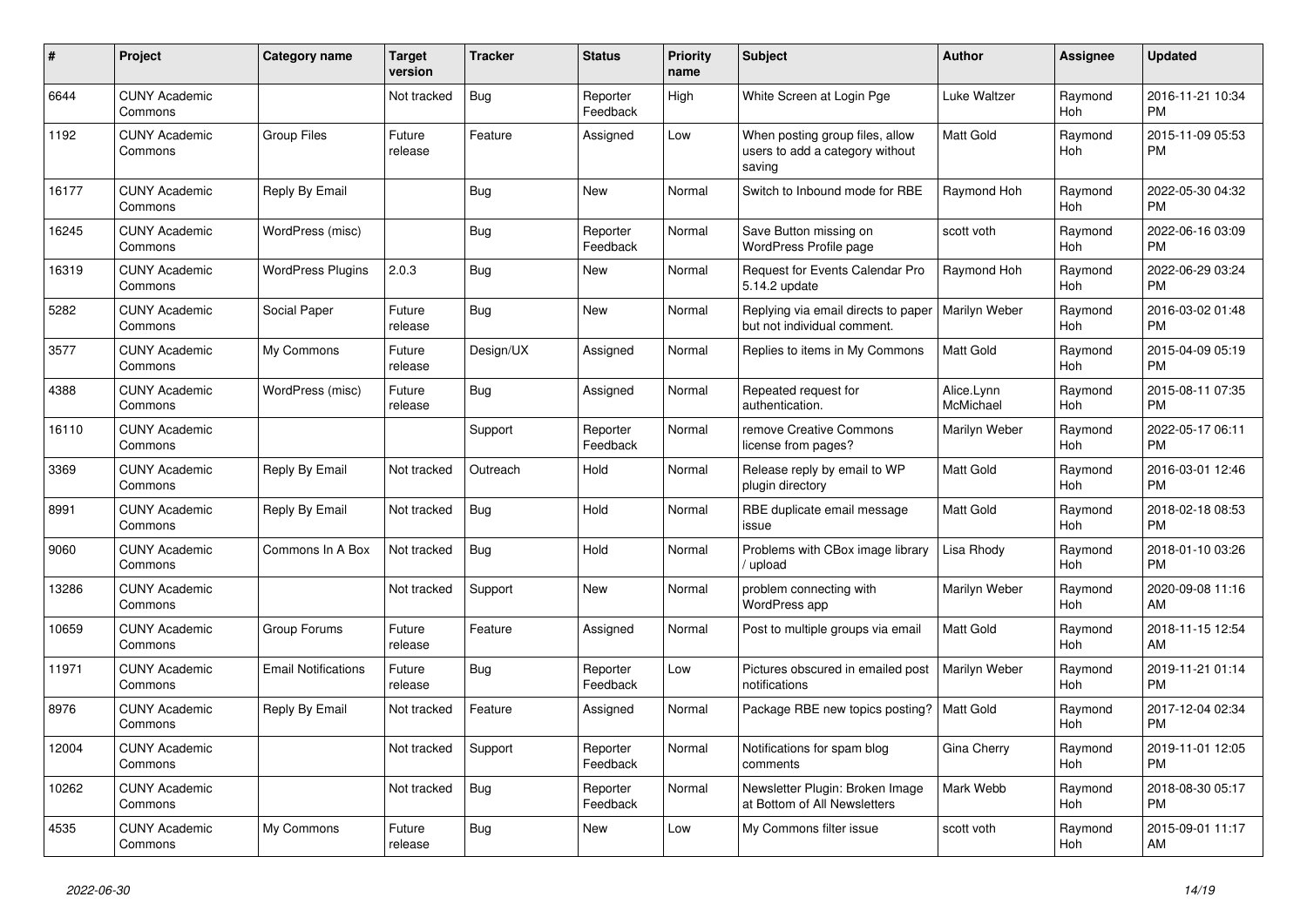| # | Project | Category name | Target version | Tracker | Status | Priority name | Subject | Author | Assignee | Updated |
|---|---|---|---|---|---|---|---|---|---|---|
| 6644 | CUNY Academic Commons | | Not tracked | Bug | Reporter Feedback | High | White Screen at Login Pge | Luke Waltzer | Raymond Hoh | 2016-11-21 10:34 PM |
| 1192 | CUNY Academic Commons | Group Files | Future release | Feature | Assigned | Low | When posting group files, allow users to add a category without saving | Matt Gold | Raymond Hoh | 2015-11-09 05:53 PM |
| 16177 | CUNY Academic Commons | Reply By Email | | Bug | New | Normal | Switch to Inbound mode for RBE | Raymond Hoh | Raymond Hoh | 2022-05-30 04:32 PM |
| 16245 | CUNY Academic Commons | WordPress (misc) | | Bug | Reporter Feedback | Normal | Save Button missing on WordPress Profile page | scott voth | Raymond Hoh | 2022-06-16 03:09 PM |
| 16319 | CUNY Academic Commons | WordPress Plugins | 2.0.3 | Bug | New | Normal | Request for Events Calendar Pro 5.14.2 update | Raymond Hoh | Raymond Hoh | 2022-06-29 03:24 PM |
| 5282 | CUNY Academic Commons | Social Paper | Future release | Bug | New | Normal | Replying via email directs to paper but not individual comment. | Marilyn Weber | Raymond Hoh | 2016-03-02 01:48 PM |
| 3577 | CUNY Academic Commons | My Commons | Future release | Design/UX | Assigned | Normal | Replies to items in My Commons | Matt Gold | Raymond Hoh | 2015-04-09 05:19 PM |
| 4388 | CUNY Academic Commons | WordPress (misc) | Future release | Bug | Assigned | Normal | Repeated request for authentication. | Alice.Lynn McMichael | Raymond Hoh | 2015-08-11 07:35 PM |
| 16110 | CUNY Academic Commons | | | Support | Reporter Feedback | Normal | remove Creative Commons license from pages? | Marilyn Weber | Raymond Hoh | 2022-05-17 06:11 PM |
| 3369 | CUNY Academic Commons | Reply By Email | Not tracked | Outreach | Hold | Normal | Release reply by email to WP plugin directory | Matt Gold | Raymond Hoh | 2016-03-01 12:46 PM |
| 8991 | CUNY Academic Commons | Reply By Email | Not tracked | Bug | Hold | Normal | RBE duplicate email message issue | Matt Gold | Raymond Hoh | 2018-02-18 08:53 PM |
| 9060 | CUNY Academic Commons | Commons In A Box | Not tracked | Bug | Hold | Normal | Problems with CBox image library / upload | Lisa Rhody | Raymond Hoh | 2018-01-10 03:26 PM |
| 13286 | CUNY Academic Commons | | Not tracked | Support | New | Normal | problem connecting with WordPress app | Marilyn Weber | Raymond Hoh | 2020-09-08 11:16 AM |
| 10659 | CUNY Academic Commons | Group Forums | Future release | Feature | Assigned | Normal | Post to multiple groups via email | Matt Gold | Raymond Hoh | 2018-11-15 12:54 AM |
| 11971 | CUNY Academic Commons | Email Notifications | Future release | Bug | Reporter Feedback | Low | Pictures obscured in emailed post notifications | Marilyn Weber | Raymond Hoh | 2019-11-21 01:14 PM |
| 8976 | CUNY Academic Commons | Reply By Email | Not tracked | Feature | Assigned | Normal | Package RBE new topics posting? | Matt Gold | Raymond Hoh | 2017-12-04 02:34 PM |
| 12004 | CUNY Academic Commons | | Not tracked | Support | Reporter Feedback | Normal | Notifications for spam blog comments | Gina Cherry | Raymond Hoh | 2019-11-01 12:05 PM |
| 10262 | CUNY Academic Commons | | Not tracked | Bug | Reporter Feedback | Normal | Newsletter Plugin: Broken Image at Bottom of All Newsletters | Mark Webb | Raymond Hoh | 2018-08-30 05:17 PM |
| 4535 | CUNY Academic Commons | My Commons | Future release | Bug | New | Low | My Commons filter issue | scott voth | Raymond Hoh | 2015-09-01 11:17 AM |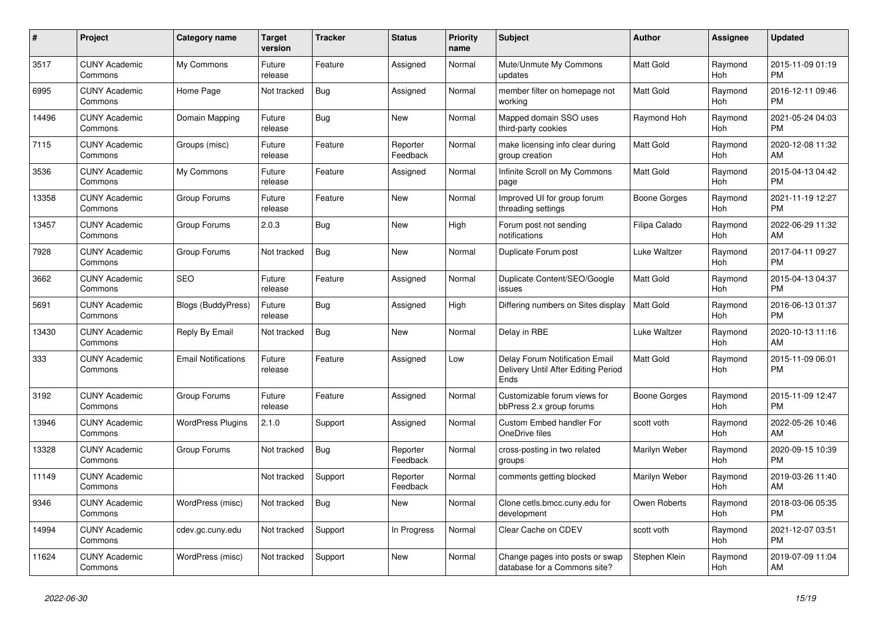| # | Project | Category name | Target version | Tracker | Status | Priority name | Subject | Author | Assignee | Updated |
|---|---|---|---|---|---|---|---|---|---|---|
| 3517 | CUNY Academic Commons | My Commons | Future release | Feature | Assigned | Normal | Mute/Unmute My Commons updates | Matt Gold | Raymond Hoh | 2015-11-09 01:19 PM |
| 6995 | CUNY Academic Commons | Home Page | Not tracked | Bug | Assigned | Normal | member filter on homepage not working | Matt Gold | Raymond Hoh | 2016-12-11 09:46 PM |
| 14496 | CUNY Academic Commons | Domain Mapping | Future release | Bug | New | Normal | Mapped domain SSO uses third-party cookies | Raymond Hoh | Raymond Hoh | 2021-05-24 04:03 PM |
| 7115 | CUNY Academic Commons | Groups (misc) | Future release | Feature | Reporter Feedback | Normal | make licensing info clear during group creation | Matt Gold | Raymond Hoh | 2020-12-08 11:32 AM |
| 3536 | CUNY Academic Commons | My Commons | Future release | Feature | Assigned | Normal | Infinite Scroll on My Commons page | Matt Gold | Raymond Hoh | 2015-04-13 04:42 PM |
| 13358 | CUNY Academic Commons | Group Forums | Future release | Feature | New | Normal | Improved UI for group forum threading settings | Boone Gorges | Raymond Hoh | 2021-11-19 12:27 PM |
| 13457 | CUNY Academic Commons | Group Forums | 2.0.3 | Bug | New | High | Forum post not sending notifications | Filipa Calado | Raymond Hoh | 2022-06-29 11:32 AM |
| 7928 | CUNY Academic Commons | Group Forums | Not tracked | Bug | New | Normal | Duplicate Forum post | Luke Waltzer | Raymond Hoh | 2017-04-11 09:27 PM |
| 3662 | CUNY Academic Commons | SEO | Future release | Feature | Assigned | Normal | Duplicate Content/SEO/Google issues | Matt Gold | Raymond Hoh | 2015-04-13 04:37 PM |
| 5691 | CUNY Academic Commons | Blogs (BuddyPress) | Future release | Bug | Assigned | High | Differing numbers on Sites display | Matt Gold | Raymond Hoh | 2016-06-13 01:37 PM |
| 13430 | CUNY Academic Commons | Reply By Email | Not tracked | Bug | New | Normal | Delay in RBE | Luke Waltzer | Raymond Hoh | 2020-10-13 11:16 AM |
| 333 | CUNY Academic Commons | Email Notifications | Future release | Feature | Assigned | Low | Delay Forum Notification Email Delivery Until After Editing Period Ends | Matt Gold | Raymond Hoh | 2015-11-09 06:01 PM |
| 3192 | CUNY Academic Commons | Group Forums | Future release | Feature | Assigned | Normal | Customizable forum views for bbPress 2.x group forums | Boone Gorges | Raymond Hoh | 2015-11-09 12:47 PM |
| 13946 | CUNY Academic Commons | WordPress Plugins | 2.1.0 | Support | Assigned | Normal | Custom Embed handler For OneDrive files | scott voth | Raymond Hoh | 2022-05-26 10:46 AM |
| 13328 | CUNY Academic Commons | Group Forums | Not tracked | Bug | Reporter Feedback | Normal | cross-posting in two related groups | Marilyn Weber | Raymond Hoh | 2020-09-15 10:39 PM |
| 11149 | CUNY Academic Commons | | Not tracked | Support | Reporter Feedback | Normal | comments getting blocked | Marilyn Weber | Raymond Hoh | 2019-03-26 11:40 AM |
| 9346 | CUNY Academic Commons | WordPress (misc) | Not tracked | Bug | New | Normal | Clone cetls.bmcc.cuny.edu for development | Owen Roberts | Raymond Hoh | 2018-03-06 05:35 PM |
| 14994 | CUNY Academic Commons | cdev.gc.cuny.edu | Not tracked | Support | In Progress | Normal | Clear Cache on CDEV | scott voth | Raymond Hoh | 2021-12-07 03:51 PM |
| 11624 | CUNY Academic Commons | WordPress (misc) | Not tracked | Support | New | Normal | Change pages into posts or swap database for a Commons site? | Stephen Klein | Raymond Hoh | 2019-07-09 11:04 AM |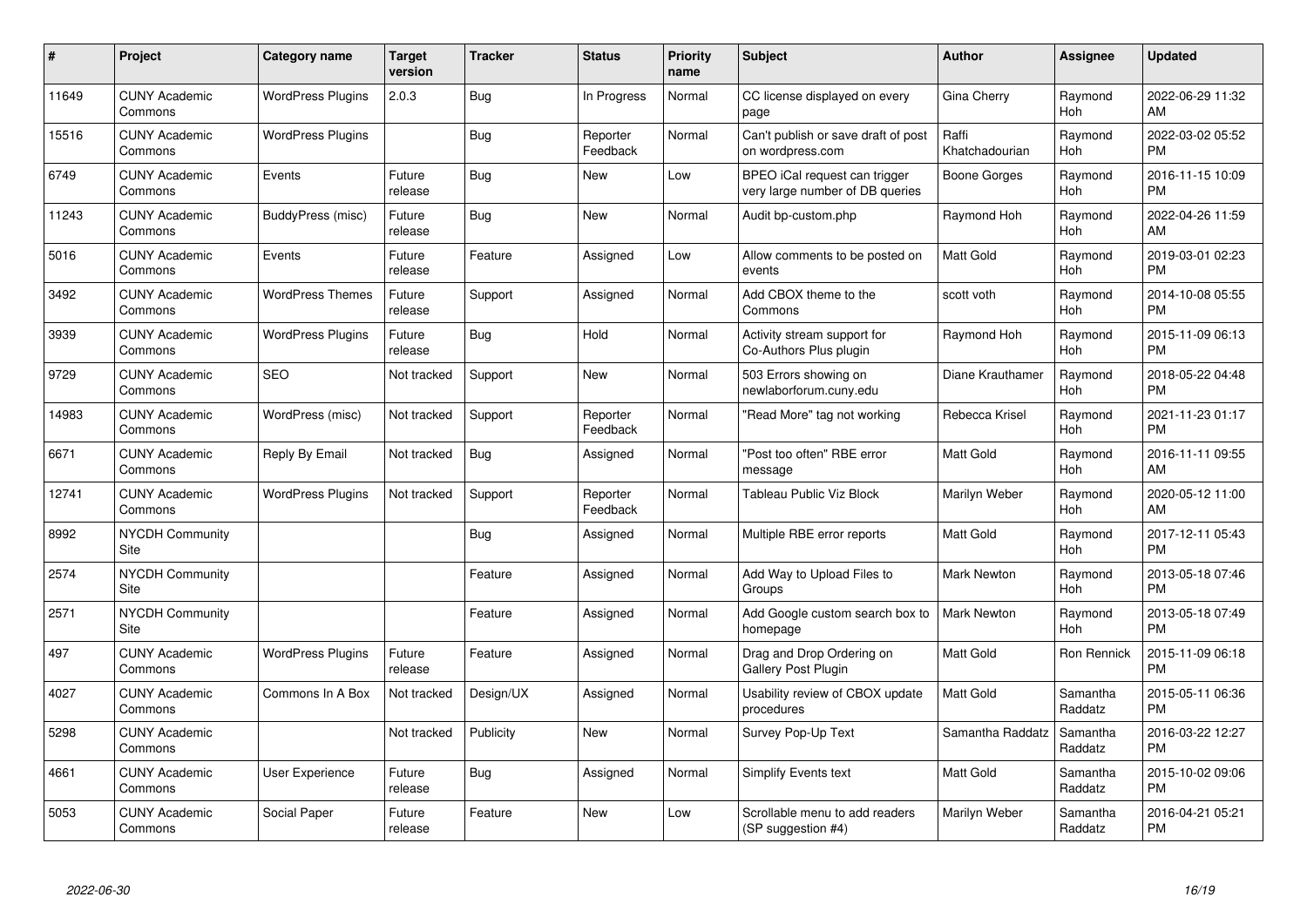| # | Project | Category name | Target version | Tracker | Status | Priority name | Subject | Author | Assignee | Updated |
|---|---|---|---|---|---|---|---|---|---|---|
| 11649 | CUNY Academic Commons | WordPress Plugins | 2.0.3 | Bug | In Progress | Normal | CC license displayed on every page | Gina Cherry | Raymond Hoh | 2022-06-29 11:32 AM |
| 15516 | CUNY Academic Commons | WordPress Plugins | | Bug | Reporter Feedback | Normal | Can't publish or save draft of post on wordpress.com | Raffi Khatchadourian | Raymond Hoh | 2022-03-02 05:52 PM |
| 6749 | CUNY Academic Commons | Events | Future release | Bug | New | Low | BPEO iCal request can trigger very large number of DB queries | Boone Gorges | Raymond Hoh | 2016-11-15 10:09 PM |
| 11243 | CUNY Academic Commons | BuddyPress (misc) | Future release | Bug | New | Normal | Audit bp-custom.php | Raymond Hoh | Raymond Hoh | 2022-04-26 11:59 AM |
| 5016 | CUNY Academic Commons | Events | Future release | Feature | Assigned | Low | Allow comments to be posted on events | Matt Gold | Raymond Hoh | 2019-03-01 02:23 PM |
| 3492 | CUNY Academic Commons | WordPress Themes | Future release | Support | Assigned | Normal | Add CBOX theme to the Commons | scott voth | Raymond Hoh | 2014-10-08 05:55 PM |
| 3939 | CUNY Academic Commons | WordPress Plugins | Future release | Bug | Hold | Normal | Activity stream support for Co-Authors Plus plugin | Raymond Hoh | Raymond Hoh | 2015-11-09 06:13 PM |
| 9729 | CUNY Academic Commons | SEO | Not tracked | Support | New | Normal | 503 Errors showing on newlaborforum.cuny.edu | Diane Krauthamer | Raymond Hoh | 2018-05-22 04:48 PM |
| 14983 | CUNY Academic Commons | WordPress (misc) | Not tracked | Support | Reporter Feedback | Normal | "Read More" tag not working | Rebecca Krisel | Raymond Hoh | 2021-11-23 01:17 PM |
| 6671 | CUNY Academic Commons | Reply By Email | Not tracked | Bug | Assigned | Normal | "Post too often" RBE error message | Matt Gold | Raymond Hoh | 2016-11-11 09:55 AM |
| 12741 | CUNY Academic Commons | WordPress Plugins | Not tracked | Support | Reporter Feedback | Normal | Tableau Public Viz Block | Marilyn Weber | Raymond Hoh | 2020-05-12 11:00 AM |
| 8992 | NYCDH Community Site | | | Bug | Assigned | Normal | Multiple RBE error reports | Matt Gold | Raymond Hoh | 2017-12-11 05:43 PM |
| 2574 | NYCDH Community Site | | | Feature | Assigned | Normal | Add Way to Upload Files to Groups | Mark Newton | Raymond Hoh | 2013-05-18 07:46 PM |
| 2571 | NYCDH Community Site | | | Feature | Assigned | Normal | Add Google custom search box to homepage | Mark Newton | Raymond Hoh | 2013-05-18 07:49 PM |
| 497 | CUNY Academic Commons | WordPress Plugins | Future release | Feature | Assigned | Normal | Drag and Drop Ordering on Gallery Post Plugin | Matt Gold | Ron Rennick | 2015-11-09 06:18 PM |
| 4027 | CUNY Academic Commons | Commons In A Box | Not tracked | Design/UX | Assigned | Normal | Usability review of CBOX update procedures | Matt Gold | Samantha Raddatz | 2015-05-11 06:36 PM |
| 5298 | CUNY Academic Commons | | Not tracked | Publicity | New | Normal | Survey Pop-Up Text | Samantha Raddatz | Samantha Raddatz | 2016-03-22 12:27 PM |
| 4661 | CUNY Academic Commons | User Experience | Future release | Bug | Assigned | Normal | Simplify Events text | Matt Gold | Samantha Raddatz | 2015-10-02 09:06 PM |
| 5053 | CUNY Academic Commons | Social Paper | Future release | Feature | New | Low | Scrollable menu to add readers (SP suggestion #4) | Marilyn Weber | Samantha Raddatz | 2016-04-21 05:21 PM |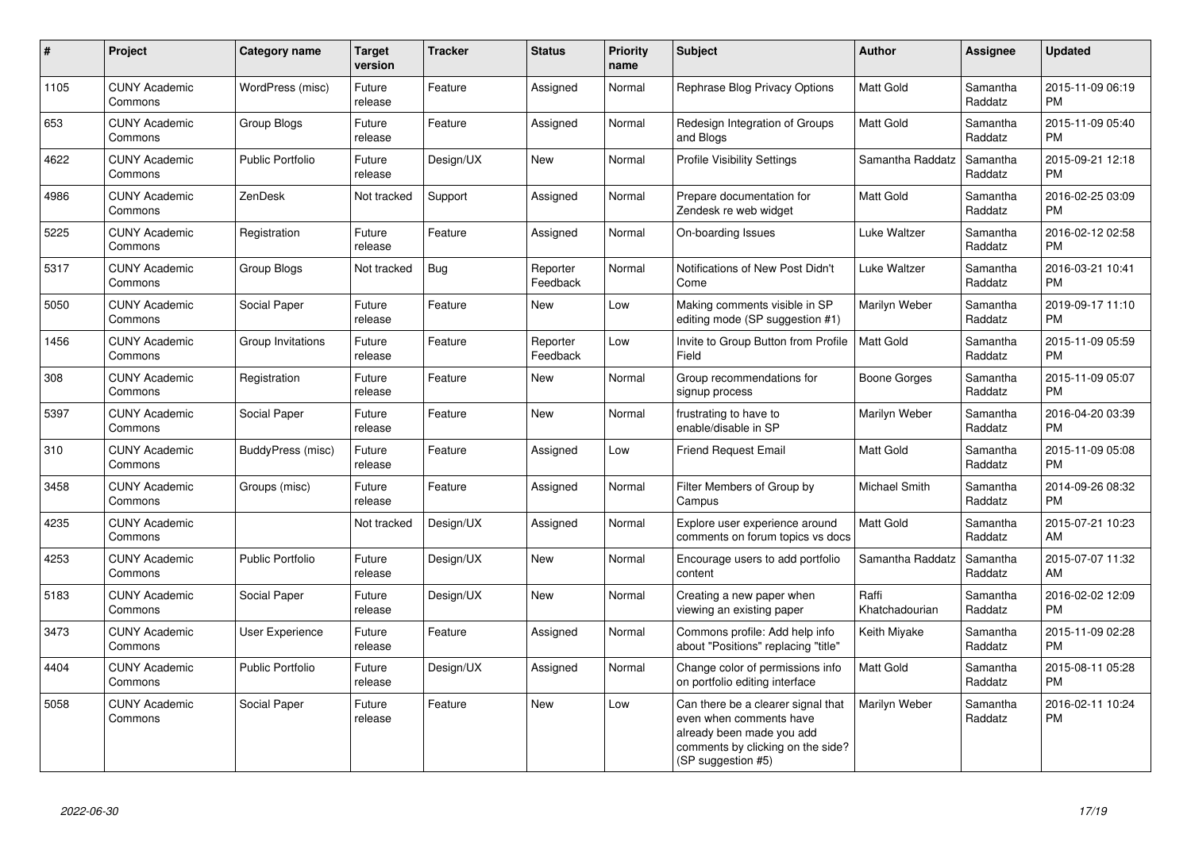| # | Project | Category name | Target version | Tracker | Status | Priority name | Subject | Author | Assignee | Updated |
|---|---|---|---|---|---|---|---|---|---|---|
| 1105 | CUNY Academic Commons | WordPress (misc) | Future release | Feature | Assigned | Normal | Rephrase Blog Privacy Options | Matt Gold | Samantha Raddatz | 2015-11-09 06:19 PM |
| 653 | CUNY Academic Commons | Group Blogs | Future release | Feature | Assigned | Normal | Redesign Integration of Groups and Blogs | Matt Gold | Samantha Raddatz | 2015-11-09 05:40 PM |
| 4622 | CUNY Academic Commons | Public Portfolio | Future release | Design/UX | New | Normal | Profile Visibility Settings | Samantha Raddatz | Samantha Raddatz | 2015-09-21 12:18 PM |
| 4986 | CUNY Academic Commons | ZenDesk | Not tracked | Support | Assigned | Normal | Prepare documentation for Zendesk re web widget | Matt Gold | Samantha Raddatz | 2016-02-25 03:09 PM |
| 5225 | CUNY Academic Commons | Registration | Future release | Feature | Assigned | Normal | On-boarding Issues | Luke Waltzer | Samantha Raddatz | 2016-02-12 02:58 PM |
| 5317 | CUNY Academic Commons | Group Blogs | Not tracked | Bug | Reporter Feedback | Normal | Notifications of New Post Didn't Come | Luke Waltzer | Samantha Raddatz | 2016-03-21 10:41 PM |
| 5050 | CUNY Academic Commons | Social Paper | Future release | Feature | New | Low | Making comments visible in SP editing mode (SP suggestion #1) | Marilyn Weber | Samantha Raddatz | 2019-09-17 11:10 PM |
| 1456 | CUNY Academic Commons | Group Invitations | Future release | Feature | Reporter Feedback | Low | Invite to Group Button from Profile Field | Matt Gold | Samantha Raddatz | 2015-11-09 05:59 PM |
| 308 | CUNY Academic Commons | Registration | Future release | Feature | New | Normal | Group recommendations for signup process | Boone Gorges | Samantha Raddatz | 2015-11-09 05:07 PM |
| 5397 | CUNY Academic Commons | Social Paper | Future release | Feature | New | Normal | frustrating to have to enable/disable in SP | Marilyn Weber | Samantha Raddatz | 2016-04-20 03:39 PM |
| 310 | CUNY Academic Commons | BuddyPress (misc) | Future release | Feature | Assigned | Low | Friend Request Email | Matt Gold | Samantha Raddatz | 2015-11-09 05:08 PM |
| 3458 | CUNY Academic Commons | Groups (misc) | Future release | Feature | Assigned | Normal | Filter Members of Group by Campus | Michael Smith | Samantha Raddatz | 2014-09-26 08:32 PM |
| 4235 | CUNY Academic Commons | | Not tracked | Design/UX | Assigned | Normal | Explore user experience around comments on forum topics vs docs | Matt Gold | Samantha Raddatz | 2015-07-21 10:23 AM |
| 4253 | CUNY Academic Commons | Public Portfolio | Future release | Design/UX | New | Normal | Encourage users to add portfolio content | Samantha Raddatz | Samantha Raddatz | 2015-07-07 11:32 AM |
| 5183 | CUNY Academic Commons | Social Paper | Future release | Design/UX | New | Normal | Creating a new paper when viewing an existing paper | Raffi Khatchadourian | Samantha Raddatz | 2016-02-02 12:09 PM |
| 3473 | CUNY Academic Commons | User Experience | Future release | Feature | Assigned | Normal | Commons profile: Add help info about "Positions" replacing "title" | Keith Miyake | Samantha Raddatz | 2015-11-09 02:28 PM |
| 4404 | CUNY Academic Commons | Public Portfolio | Future release | Design/UX | Assigned | Normal | Change color of permissions info on portfolio editing interface | Matt Gold | Samantha Raddatz | 2015-08-11 05:28 PM |
| 5058 | CUNY Academic Commons | Social Paper | Future release | Feature | New | Low | Can there be a clearer signal that even when comments have already been made you add comments by clicking on the side? (SP suggestion #5) | Marilyn Weber | Samantha Raddatz | 2016-02-11 10:24 PM |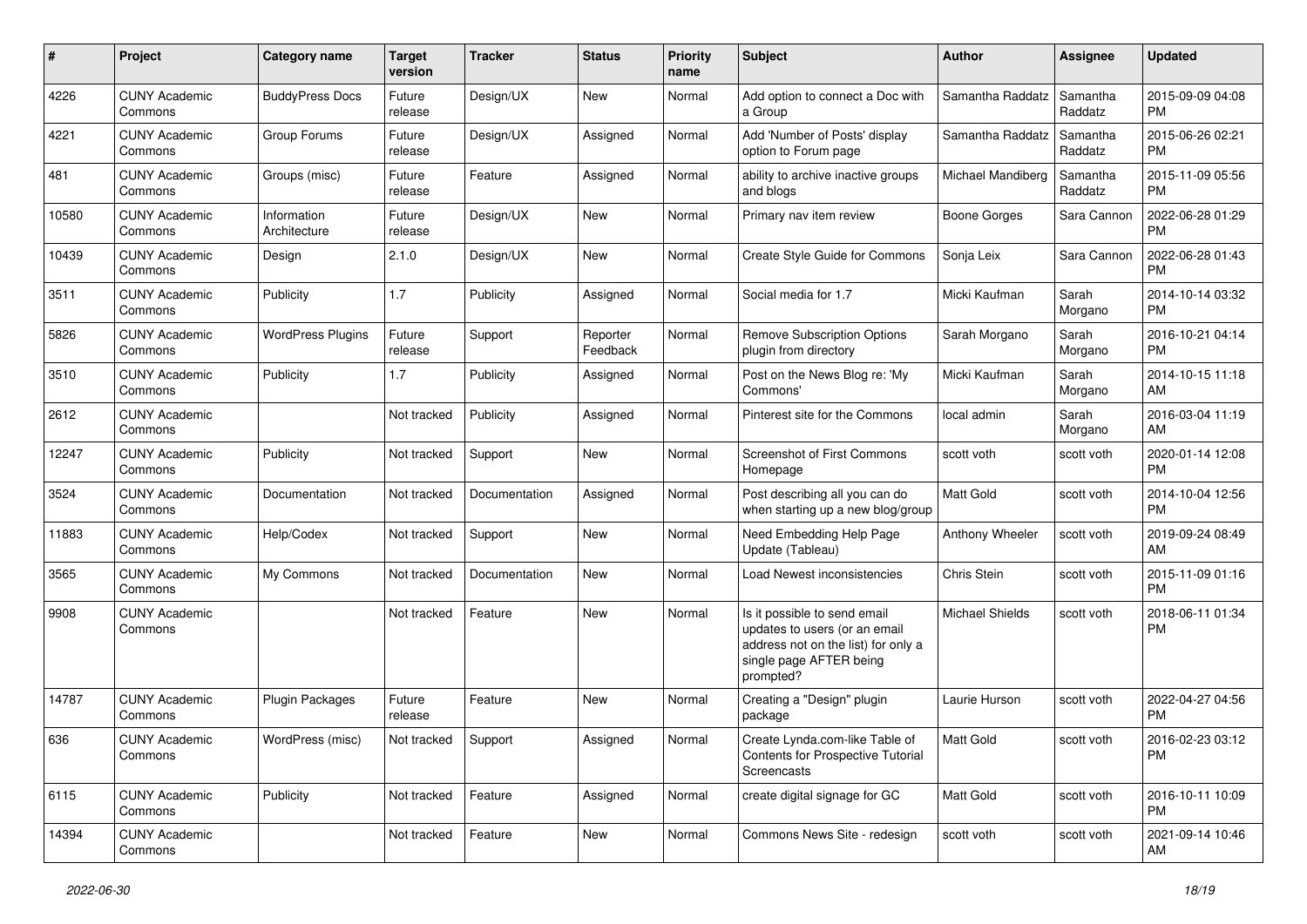| # | Project | Category name | Target version | Tracker | Status | Priority name | Subject | Author | Assignee | Updated |
|---|---|---|---|---|---|---|---|---|---|---|
| 4226 | CUNY Academic Commons | BuddyPress Docs | Future release | Design/UX | New | Normal | Add option to connect a Doc with a Group | Samantha Raddatz | Samantha Raddatz | 2015-09-09 04:08 PM |
| 4221 | CUNY Academic Commons | Group Forums | Future release | Design/UX | Assigned | Normal | Add 'Number of Posts' display option to Forum page | Samantha Raddatz | Samantha Raddatz | 2015-06-26 02:21 PM |
| 481 | CUNY Academic Commons | Groups (misc) | Future release | Feature | Assigned | Normal | ability to archive inactive groups and blogs | Michael Mandiberg | Samantha Raddatz | 2015-11-09 05:56 PM |
| 10580 | CUNY Academic Commons | Information Architecture | Future release | Design/UX | New | Normal | Primary nav item review | Boone Gorges | Sara Cannon | 2022-06-28 01:29 PM |
| 10439 | CUNY Academic Commons | Design | 2.1.0 | Design/UX | New | Normal | Create Style Guide for Commons | Sonja Leix | Sara Cannon | 2022-06-28 01:43 PM |
| 3511 | CUNY Academic Commons | Publicity | 1.7 | Publicity | Assigned | Normal | Social media for 1.7 | Micki Kaufman | Sarah Morgano | 2014-10-14 03:32 PM |
| 5826 | CUNY Academic Commons | WordPress Plugins | Future release | Support | Reporter Feedback | Normal | Remove Subscription Options plugin from directory | Sarah Morgano | Sarah Morgano | 2016-10-21 04:14 PM |
| 3510 | CUNY Academic Commons | Publicity | 1.7 | Publicity | Assigned | Normal | Post on the News Blog re: 'My Commons' | Micki Kaufman | Sarah Morgano | 2014-10-15 11:18 AM |
| 2612 | CUNY Academic Commons | | Not tracked | Publicity | Assigned | Normal | Pinterest site for the Commons | local admin | Sarah Morgano | 2016-03-04 11:19 AM |
| 12247 | CUNY Academic Commons | Publicity | Not tracked | Support | New | Normal | Screenshot of First Commons Homepage | scott voth | scott voth | 2020-01-14 12:08 PM |
| 3524 | CUNY Academic Commons | Documentation | Not tracked | Documentation | Assigned | Normal | Post describing all you can do when starting up a new blog/group | Matt Gold | scott voth | 2014-10-04 12:56 PM |
| 11883 | CUNY Academic Commons | Help/Codex | Not tracked | Support | New | Normal | Need Embedding Help Page Update (Tableau) | Anthony Wheeler | scott voth | 2019-09-24 08:49 AM |
| 3565 | CUNY Academic Commons | My Commons | Not tracked | Documentation | New | Normal | Load Newest inconsistencies | Chris Stein | scott voth | 2015-11-09 01:16 PM |
| 9908 | CUNY Academic Commons | | Not tracked | Feature | New | Normal | Is it possible to send email updates to users (or an email address not on the list) for only a single page AFTER being prompted? | Michael Shields | scott voth | 2018-06-11 01:34 PM |
| 14787 | CUNY Academic Commons | Plugin Packages | Future release | Feature | New | Normal | Creating a "Design" plugin package | Laurie Hurson | scott voth | 2022-04-27 04:56 PM |
| 636 | CUNY Academic Commons | WordPress (misc) | Not tracked | Support | Assigned | Normal | Create Lynda.com-like Table of Contents for Prospective Tutorial Screencasts | Matt Gold | scott voth | 2016-02-23 03:12 PM |
| 6115 | CUNY Academic Commons | Publicity | Not tracked | Feature | Assigned | Normal | create digital signage for GC | Matt Gold | scott voth | 2016-10-11 10:09 PM |
| 14394 | CUNY Academic Commons | | Not tracked | Feature | New | Normal | Commons News Site - redesign | scott voth | scott voth | 2021-09-14 10:46 AM |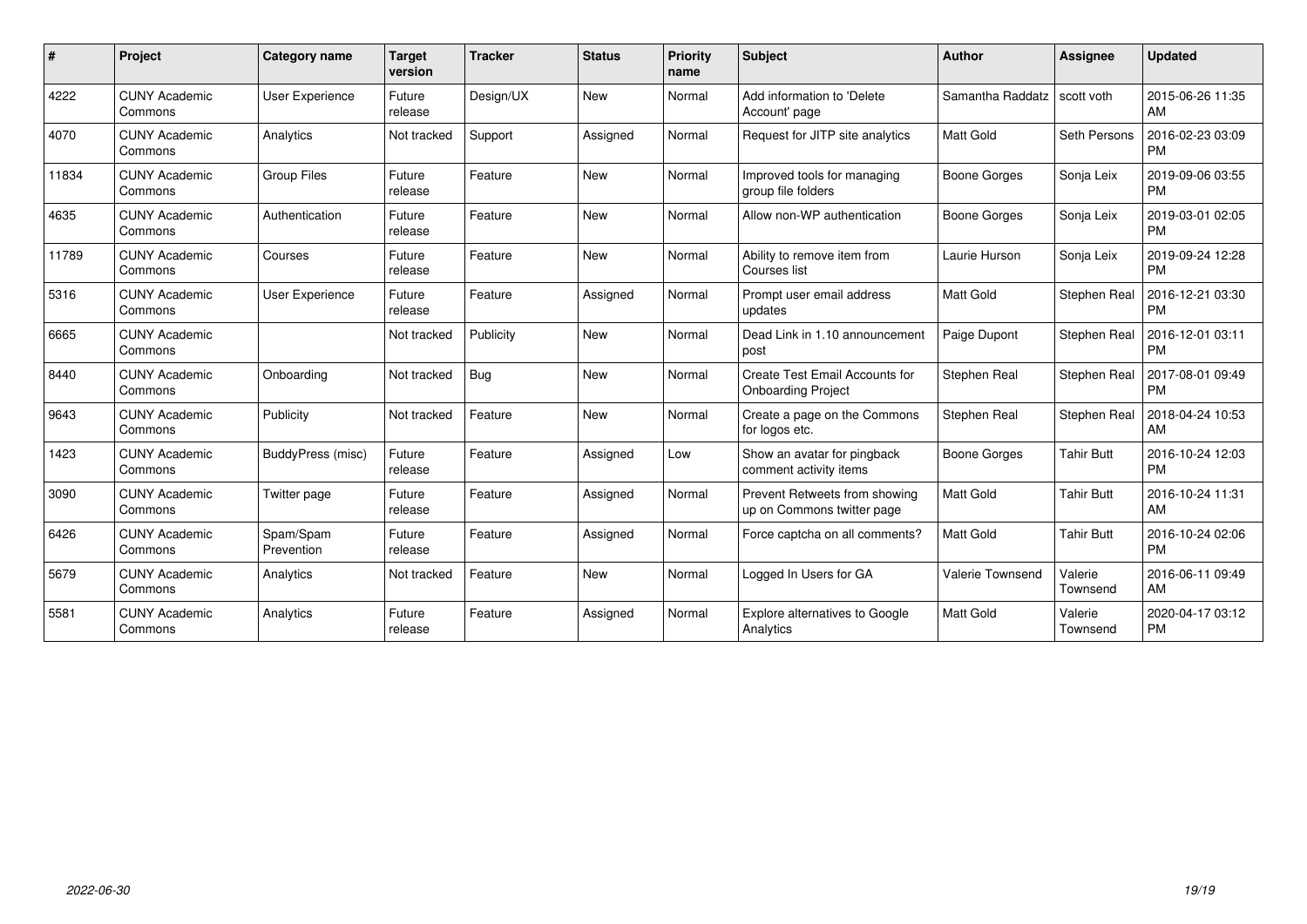| # | Project | Category name | Target version | Tracker | Status | Priority name | Subject | Author | Assignee | Updated |
|---|---|---|---|---|---|---|---|---|---|---|
| 4222 | CUNY Academic Commons | User Experience | Future release | Design/UX | New | Normal | Add information to 'Delete Account' page | Samantha Raddatz | scott voth | 2015-06-26 11:35 AM |
| 4070 | CUNY Academic Commons | Analytics | Not tracked | Support | Assigned | Normal | Request for JITP site analytics | Matt Gold | Seth Persons | 2016-02-23 03:09 PM |
| 11834 | CUNY Academic Commons | Group Files | Future release | Feature | New | Normal | Improved tools for managing group file folders | Boone Gorges | Sonja Leix | 2019-09-06 03:55 PM |
| 4635 | CUNY Academic Commons | Authentication | Future release | Feature | New | Normal | Allow non-WP authentication | Boone Gorges | Sonja Leix | 2019-03-01 02:05 PM |
| 11789 | CUNY Academic Commons | Courses | Future release | Feature | New | Normal | Ability to remove item from Courses list | Laurie Hurson | Sonja Leix | 2019-09-24 12:28 PM |
| 5316 | CUNY Academic Commons | User Experience | Future release | Feature | Assigned | Normal | Prompt user email address updates | Matt Gold | Stephen Real | 2016-12-21 03:30 PM |
| 6665 | CUNY Academic Commons | | Not tracked | Publicity | New | Normal | Dead Link in 1.10 announcement post | Paige Dupont | Stephen Real | 2016-12-01 03:11 PM |
| 8440 | CUNY Academic Commons | Onboarding | Not tracked | Bug | New | Normal | Create Test Email Accounts for Onboarding Project | Stephen Real | Stephen Real | 2017-08-01 09:49 PM |
| 9643 | CUNY Academic Commons | Publicity | Not tracked | Feature | New | Normal | Create a page on the Commons for logos etc. | Stephen Real | Stephen Real | 2018-04-24 10:53 AM |
| 1423 | CUNY Academic Commons | BuddyPress (misc) | Future release | Feature | Assigned | Low | Show an avatar for pingback comment activity items | Boone Gorges | Tahir Butt | 2016-10-24 12:03 PM |
| 3090 | CUNY Academic Commons | Twitter page | Future release | Feature | Assigned | Normal | Prevent Retweets from showing up on Commons twitter page | Matt Gold | Tahir Butt | 2016-10-24 11:31 AM |
| 6426 | CUNY Academic Commons | Spam/Spam Prevention | Future release | Feature | Assigned | Normal | Force captcha on all comments? | Matt Gold | Tahir Butt | 2016-10-24 02:06 PM |
| 5679 | CUNY Academic Commons | Analytics | Not tracked | Feature | New | Normal | Logged In Users for GA | Valerie Townsend | Valerie Townsend | 2016-06-11 09:49 AM |
| 5581 | CUNY Academic Commons | Analytics | Future release | Feature | Assigned | Normal | Explore alternatives to Google Analytics | Matt Gold | Valerie Townsend | 2020-04-17 03:12 PM |